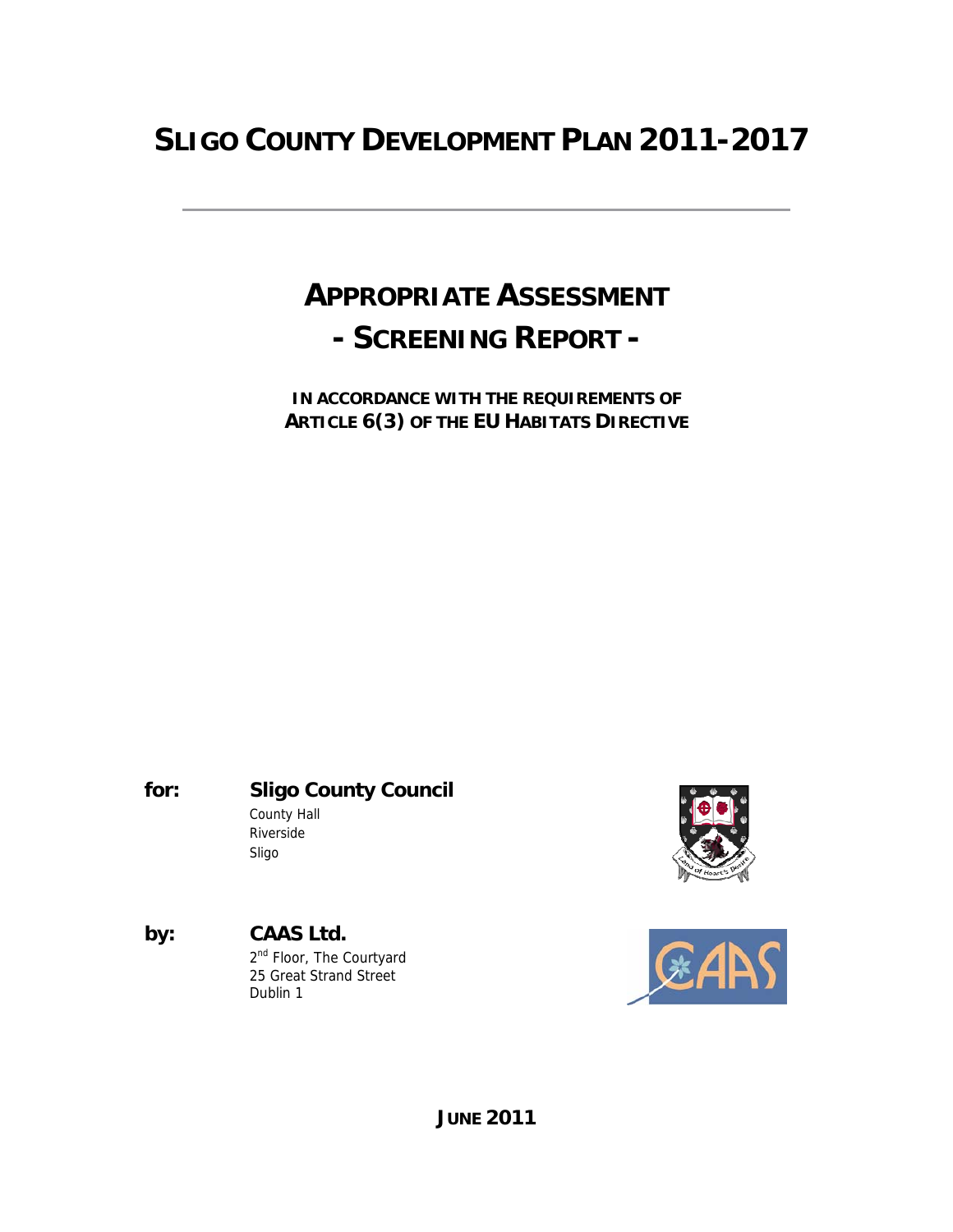# SLIGO COUNTY DEVELOPMENT PLAN 2011-2017

---

## APPROPRIATE ASSESSMENT
## - SCREENING REPORT -

**IN ACCORDANCE WITH THE REQUIREMENTS OF ARTICLE 6(3) OF THE EU HABITATS DIRECTIVE**

**for:** **Sligo County Council**
County Hall
Riverside
Sligo

**by:** **CAAS Ltd.**
2nd Floor, The Courtyard
25 Great Strand Street
Dublin 1

**JUNE 2011**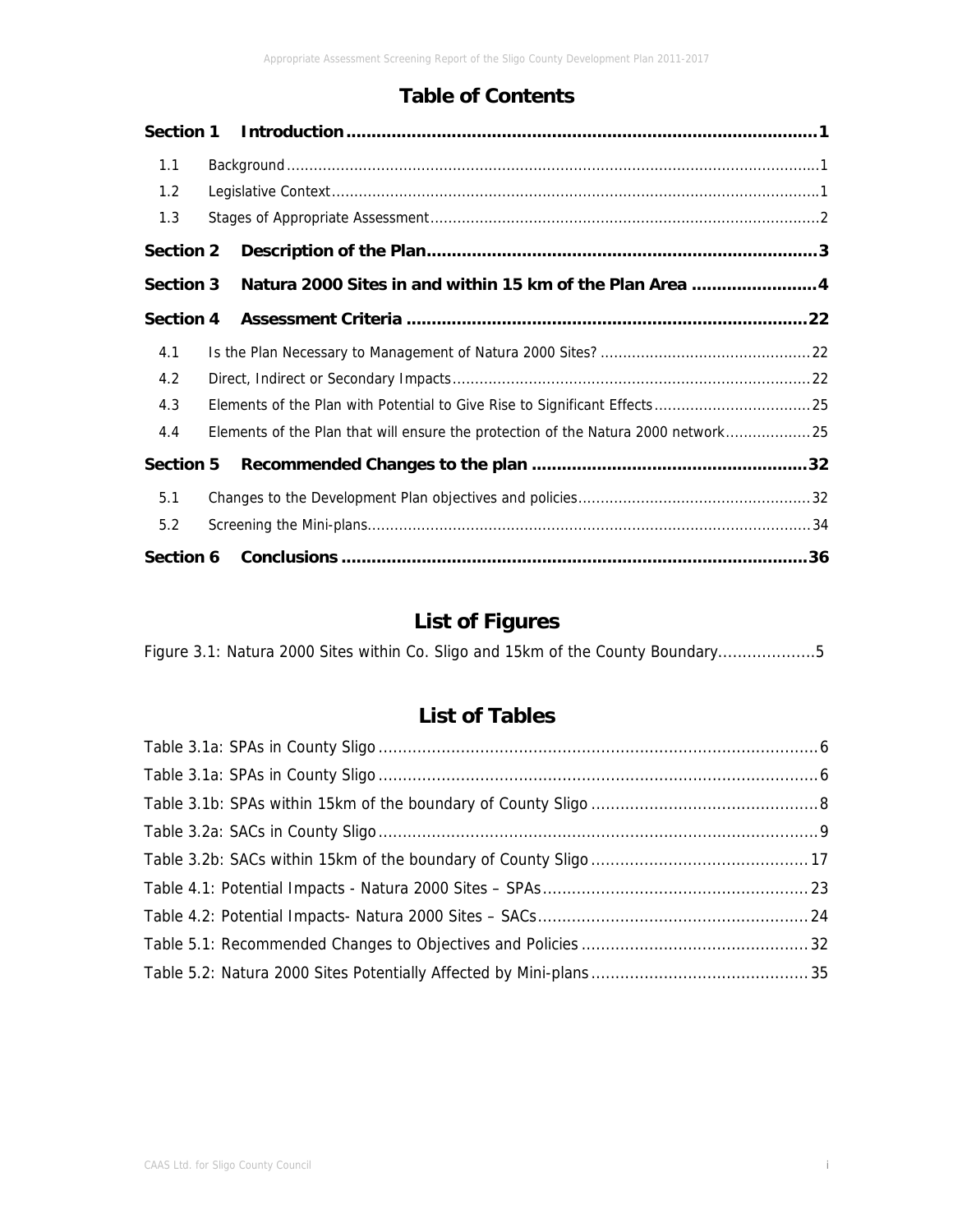# Table of Contents

| | | |
|---|---|---|
| **Section 1** | **Introduction** | **1** |
| 1.1 | Background | 1 |
| 1.2 | Legislative Context | 1 |
| 1.3 | Stages of Appropriate Assessment | 2 |
| **Section 2** | **Description of the Plan** | **3** |
| **Section 3** | **Natura 2000 Sites in and within 15 km of the Plan Area** | **4** |
| **Section 4** | **Assessment Criteria** | **22** |
| 4.1 | Is the Plan Necessary to Management of Natura 2000 Sites? | 22 |
| 4.2 | Direct, Indirect or Secondary Impacts | 22 |
| 4.3 | Elements of the Plan with Potential to Give Rise to Significant Effects | 25 |
| 4.4 | Elements of the Plan that will ensure the protection of the Natura 2000 network | 25 |
| **Section 5** | **Recommended Changes to the plan** | **32** |
| 5.1 | Changes to the Development Plan objectives and policies | 32 |
| 5.2 | Screening the Mini-plans | 34 |
| **Section 6** | **Conclusions** | **36** |

# List of Figures

Figure 3.1: Natura 2000 Sites within Co. Sligo and 15km of the County Boundary .................... 5

# List of Tables

| | |
|---|---|
| Table 3.1a: SPAs in County Sligo | 6 |
| Table 3.1a: SPAs in County Sligo | 6 |
| Table 3.1b: SPAs within 15km of the boundary of County Sligo | 8 |
| Table 3.2a: SACs in County Sligo | 9 |
| Table 3.2b: SACs within 15km of the boundary of County Sligo | 17 |
| Table 4.1: Potential Impacts - Natura 2000 Sites – SPAs | 23 |
| Table 4.2: Potential Impacts- Natura 2000 Sites – SACs | 24 |
| Table 5.1: Recommended Changes to Objectives and Policies | 32 |
| Table 5.2: Natura 2000 Sites Potentially Affected by Mini-plans | 35 |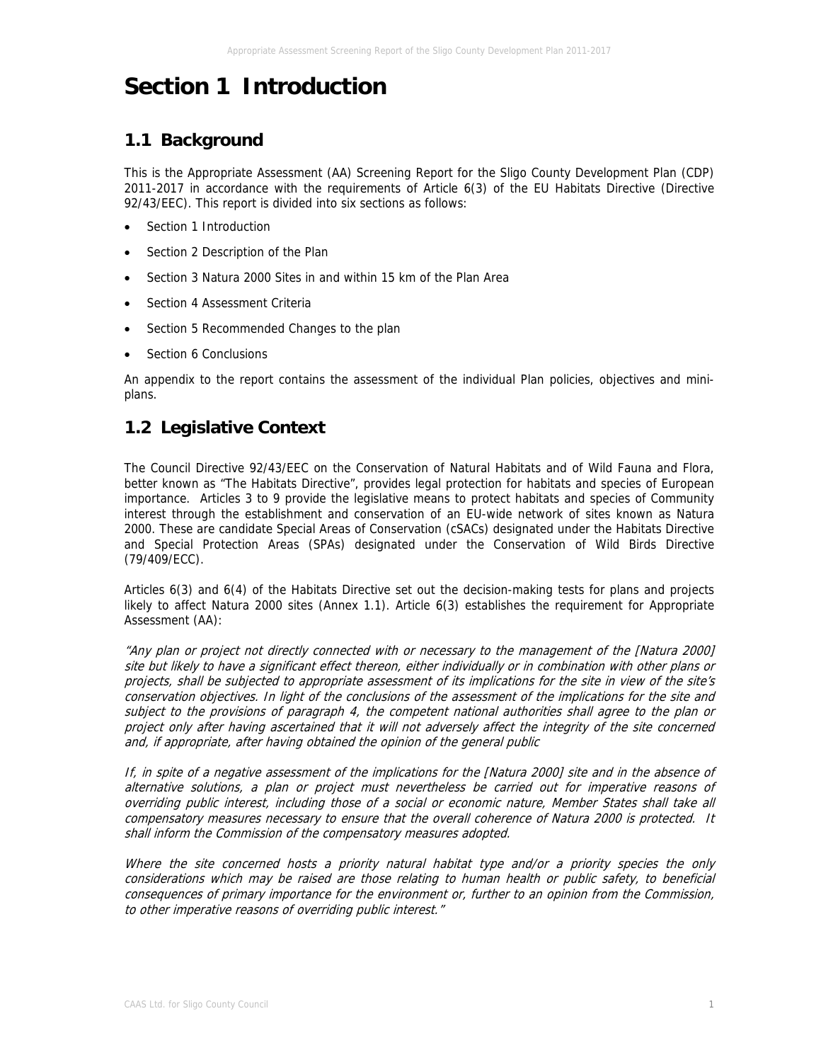# Section 1 Introduction

## 1.1 Background

This is the Appropriate Assessment (AA) Screening Report for the Sligo County Development Plan (CDP) 2011-2017 in accordance with the requirements of Article 6(3) of the EU Habitats Directive (Directive 92/43/EEC). This report is divided into six sections as follows:

- Section 1 Introduction
- Section 2 Description of the Plan
- Section 3 Natura 2000 Sites in and within 15 km of the Plan Area
- Section 4 Assessment Criteria
- Section 5 Recommended Changes to the plan
- Section 6 Conclusions

An appendix to the report contains the assessment of the individual Plan policies, objectives and mini-plans.

## 1.2 Legislative Context

The Council Directive 92/43/EEC on the Conservation of Natural Habitats and of Wild Fauna and Flora, better known as "The Habitats Directive", provides legal protection for habitats and species of European importance. Articles 3 to 9 provide the legislative means to protect habitats and species of Community interest through the establishment and conservation of an EU-wide network of sites known as Natura 2000. These are candidate Special Areas of Conservation (cSACs) designated under the Habitats Directive and Special Protection Areas (SPAs) designated under the Conservation of Wild Birds Directive (79/409/ECC).

Articles 6(3) and 6(4) of the Habitats Directive set out the decision-making tests for plans and projects likely to affect Natura 2000 sites (Annex 1.1). Article 6(3) establishes the requirement for Appropriate Assessment (AA):

*"Any plan or project not directly connected with or necessary to the management of the [Natura 2000] site but likely to have a significant effect thereon, either individually or in combination with other plans or projects, shall be subjected to appropriate assessment of its implications for the site in view of the site's conservation objectives. In light of the conclusions of the assessment of the implications for the site and subject to the provisions of paragraph 4, the competent national authorities shall agree to the plan or project only after having ascertained that it will not adversely affect the integrity of the site concerned and, if appropriate, after having obtained the opinion of the general public*

*If, in spite of a negative assessment of the implications for the [Natura 2000] site and in the absence of alternative solutions, a plan or project must nevertheless be carried out for imperative reasons of overriding public interest, including those of a social or economic nature, Member States shall take all compensatory measures necessary to ensure that the overall coherence of Natura 2000 is protected. It shall inform the Commission of the compensatory measures adopted.*

*Where the site concerned hosts a priority natural habitat type and/or a priority species the only considerations which may be raised are those relating to human health or public safety, to beneficial consequences of primary importance for the environment or, further to an opinion from the Commission, to other imperative reasons of overriding public interest."*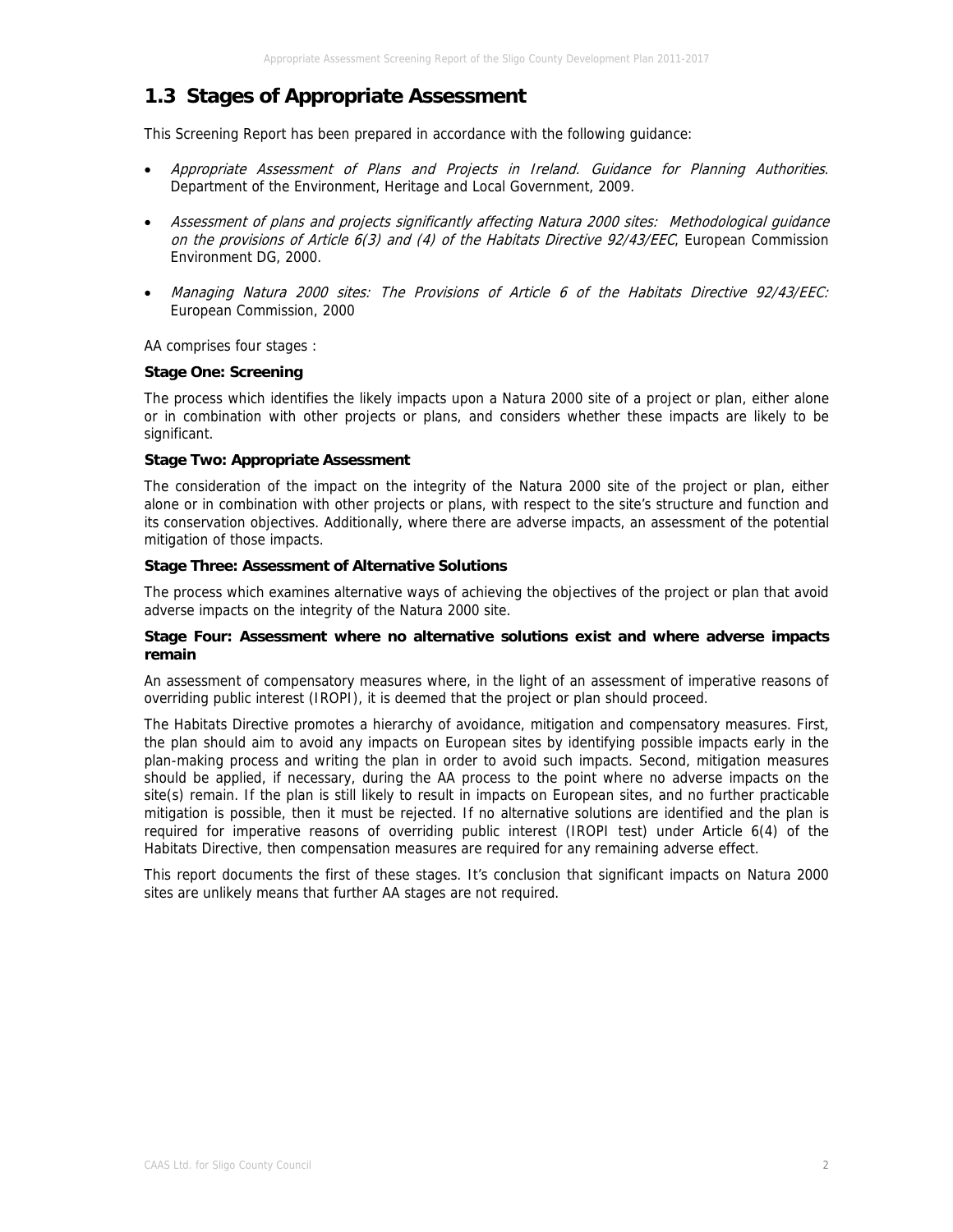## 1.3 Stages of Appropriate Assessment

This Screening Report has been prepared in accordance with the following guidance:

- *Appropriate Assessment of Plans and Projects in Ireland. Guidance for Planning Authorities.* Department of the Environment, Heritage and Local Government, 2009.
- *Assessment of plans and projects significantly affecting Natura 2000 sites: Methodological guidance on the provisions of Article 6(3) and (4) of the Habitats Directive 92/43/EEC*, European Commission Environment DG, 2000.
- *Managing Natura 2000 sites: The Provisions of Article 6 of the Habitats Directive 92/43/EEC:* European Commission, 2000

AA comprises four stages :

**Stage One: Screening**

The process which identifies the likely impacts upon a Natura 2000 site of a project or plan, either alone or in combination with other projects or plans, and considers whether these impacts are likely to be significant.

**Stage Two: Appropriate Assessment**

The consideration of the impact on the integrity of the Natura 2000 site of the project or plan, either alone or in combination with other projects or plans, with respect to the site's structure and function and its conservation objectives. Additionally, where there are adverse impacts, an assessment of the potential mitigation of those impacts.

**Stage Three: Assessment of Alternative Solutions**

The process which examines alternative ways of achieving the objectives of the project or plan that avoid adverse impacts on the integrity of the Natura 2000 site.

**Stage Four: Assessment where no alternative solutions exist and where adverse impacts remain**

An assessment of compensatory measures where, in the light of an assessment of imperative reasons of overriding public interest (IROPI), it is deemed that the project or plan should proceed.

The Habitats Directive promotes a hierarchy of avoidance, mitigation and compensatory measures. First, the plan should aim to avoid any impacts on European sites by identifying possible impacts early in the plan-making process and writing the plan in order to avoid such impacts. Second, mitigation measures should be applied, if necessary, during the AA process to the point where no adverse impacts on the site(s) remain. If the plan is still likely to result in impacts on European sites, and no further practicable mitigation is possible, then it must be rejected. If no alternative solutions are identified and the plan is required for imperative reasons of overriding public interest (IROPI test) under Article 6(4) of the Habitats Directive, then compensation measures are required for any remaining adverse effect.

This report documents the first of these stages. It's conclusion that significant impacts on Natura 2000 sites are unlikely means that further AA stages are not required.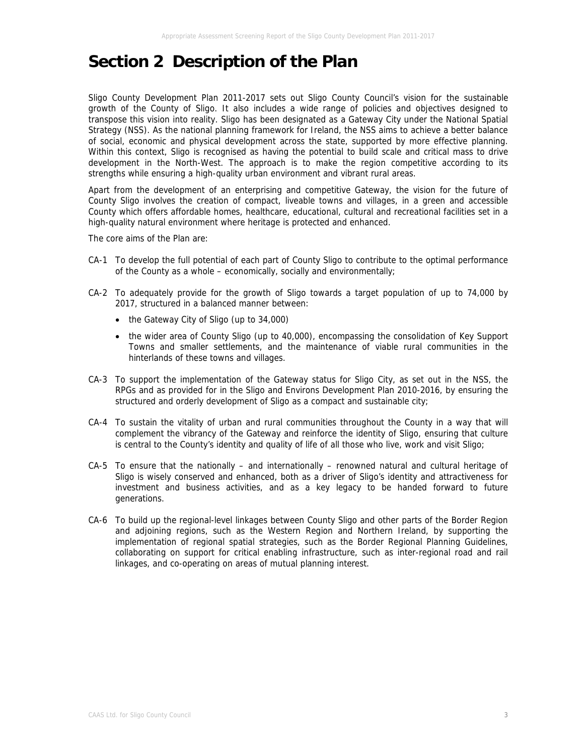# Section 2 Description of the Plan

Sligo County Development Plan 2011-2017 sets out Sligo County Council's vision for the sustainable growth of the County of Sligo. It also includes a wide range of policies and objectives designed to transpose this vision into reality. Sligo has been designated as a Gateway City under the National Spatial Strategy (NSS). As the national planning framework for Ireland, the NSS aims to achieve a better balance of social, economic and physical development across the state, supported by more effective planning. Within this context, Sligo is recognised as having the potential to build scale and critical mass to drive development in the North-West. The approach is to make the region competitive according to its strengths while ensuring a high-quality urban environment and vibrant rural areas.

Apart from the development of an enterprising and competitive Gateway, the vision for the future of County Sligo involves the creation of compact, liveable towns and villages, in a green and accessible County which offers affordable homes, healthcare, educational, cultural and recreational facilities set in a high-quality natural environment where heritage is protected and enhanced.

The core aims of the Plan are:

CA-1 To develop the full potential of each part of County Sligo to contribute to the optimal performance of the County as a whole – economically, socially and environmentally;

CA-2 To adequately provide for the growth of Sligo towards a target population of up to 74,000 by 2017, structured in a balanced manner between:

- the Gateway City of Sligo (up to 34,000)
- the wider area of County Sligo (up to 40,000), encompassing the consolidation of Key Support Towns and smaller settlements, and the maintenance of viable rural communities in the hinterlands of these towns and villages.

CA-3 To support the implementation of the Gateway status for Sligo City, as set out in the NSS, the RPGs and as provided for in the Sligo and Environs Development Plan 2010-2016, by ensuring the structured and orderly development of Sligo as a compact and sustainable city;

CA-4 To sustain the vitality of urban and rural communities throughout the County in a way that will complement the vibrancy of the Gateway and reinforce the identity of Sligo, ensuring that culture is central to the County's identity and quality of life of all those who live, work and visit Sligo;

CA-5 To ensure that the nationally – and internationally – renowned natural and cultural heritage of Sligo is wisely conserved and enhanced, both as a driver of Sligo's identity and attractiveness for investment and business activities, and as a key legacy to be handed forward to future generations.

CA-6 To build up the regional-level linkages between County Sligo and other parts of the Border Region and adjoining regions, such as the Western Region and Northern Ireland, by supporting the implementation of regional spatial strategies, such as the Border Regional Planning Guidelines, collaborating on support for critical enabling infrastructure, such as inter-regional road and rail linkages, and co-operating on areas of mutual planning interest.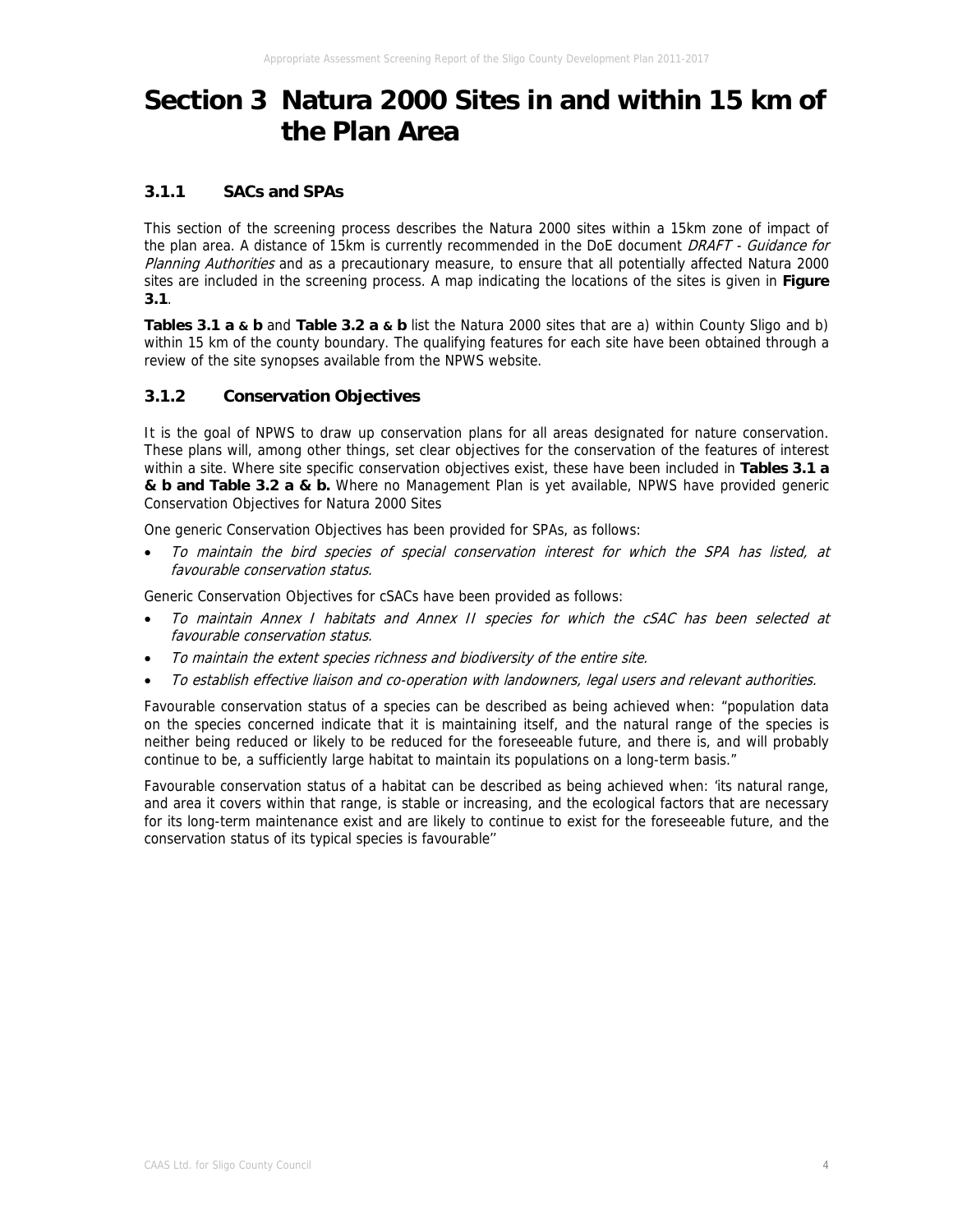# Section 3 Natura 2000 Sites in and within 15 km of the Plan Area

### 3.1.1 SACs and SPAs

This section of the screening process describes the Natura 2000 sites within a 15km zone of impact of the plan area. A distance of 15km is currently recommended in the DoE document *DRAFT - Guidance for Planning Authorities* and as a precautionary measure, to ensure that all potentially affected Natura 2000 sites are included in the screening process. A map indicating the locations of the sites is given in **Figure 3.1**.

**Tables 3.1 a & b** and **Table 3.2 a & b** list the Natura 2000 sites that are a) within County Sligo and b) within 15 km of the county boundary. The qualifying features for each site have been obtained through a review of the site synopses available from the NPWS website.

### 3.1.2 Conservation Objectives

It is the goal of NPWS to draw up conservation plans for all areas designated for nature conservation. These plans will, among other things, set clear objectives for the conservation of the features of interest within a site. Where site specific conservation objectives exist, these have been included in **Tables 3.1 a & b and Table 3.2 a & b.** Where no Management Plan is yet available, NPWS have provided generic Conservation Objectives for Natura 2000 Sites

One generic Conservation Objectives has been provided for SPAs, as follows:

- *To maintain the bird species of special conservation interest for which the SPA has listed, at favourable conservation status.*

Generic Conservation Objectives for cSACs have been provided as follows:

- *To maintain Annex I habitats and Annex II species for which the cSAC has been selected at favourable conservation status.*
- *To maintain the extent species richness and biodiversity of the entire site.*
- *To establish effective liaison and co-operation with landowners, legal users and relevant authorities.*

Favourable conservation status of a species can be described as being achieved when: "population data on the species concerned indicate that it is maintaining itself, and the natural range of the species is neither being reduced or likely to be reduced for the foreseeable future, and there is, and will probably continue to be, a sufficiently large habitat to maintain its populations on a long-term basis."

Favourable conservation status of a habitat can be described as being achieved when: 'its natural range, and area it covers within that range, is stable or increasing, and the ecological factors that are necessary for its long-term maintenance exist and are likely to continue to exist for the foreseeable future, and the conservation status of its typical species is favourable''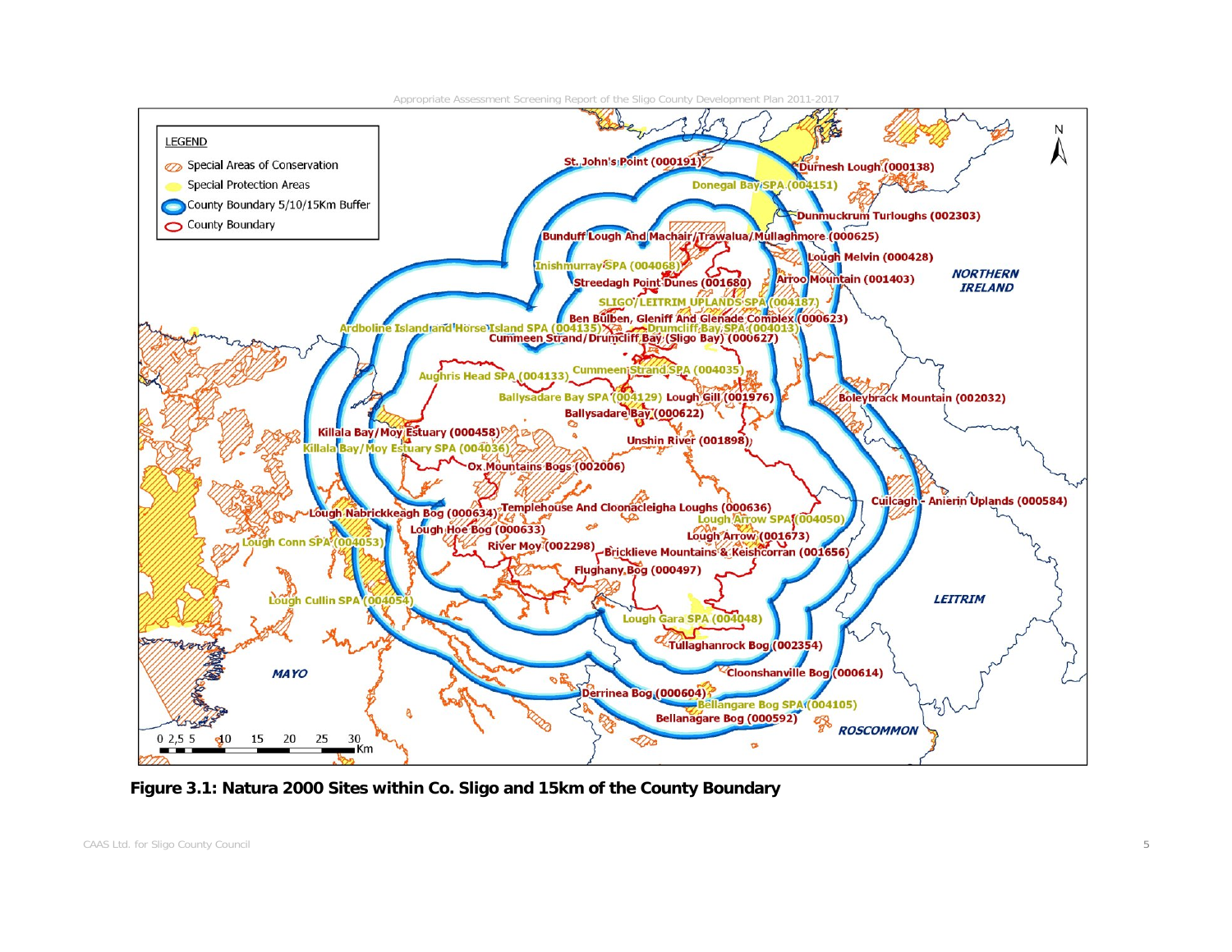Figure 3.1: Natura 2000 Sites within Co. Sligo and 15km of the County Boundary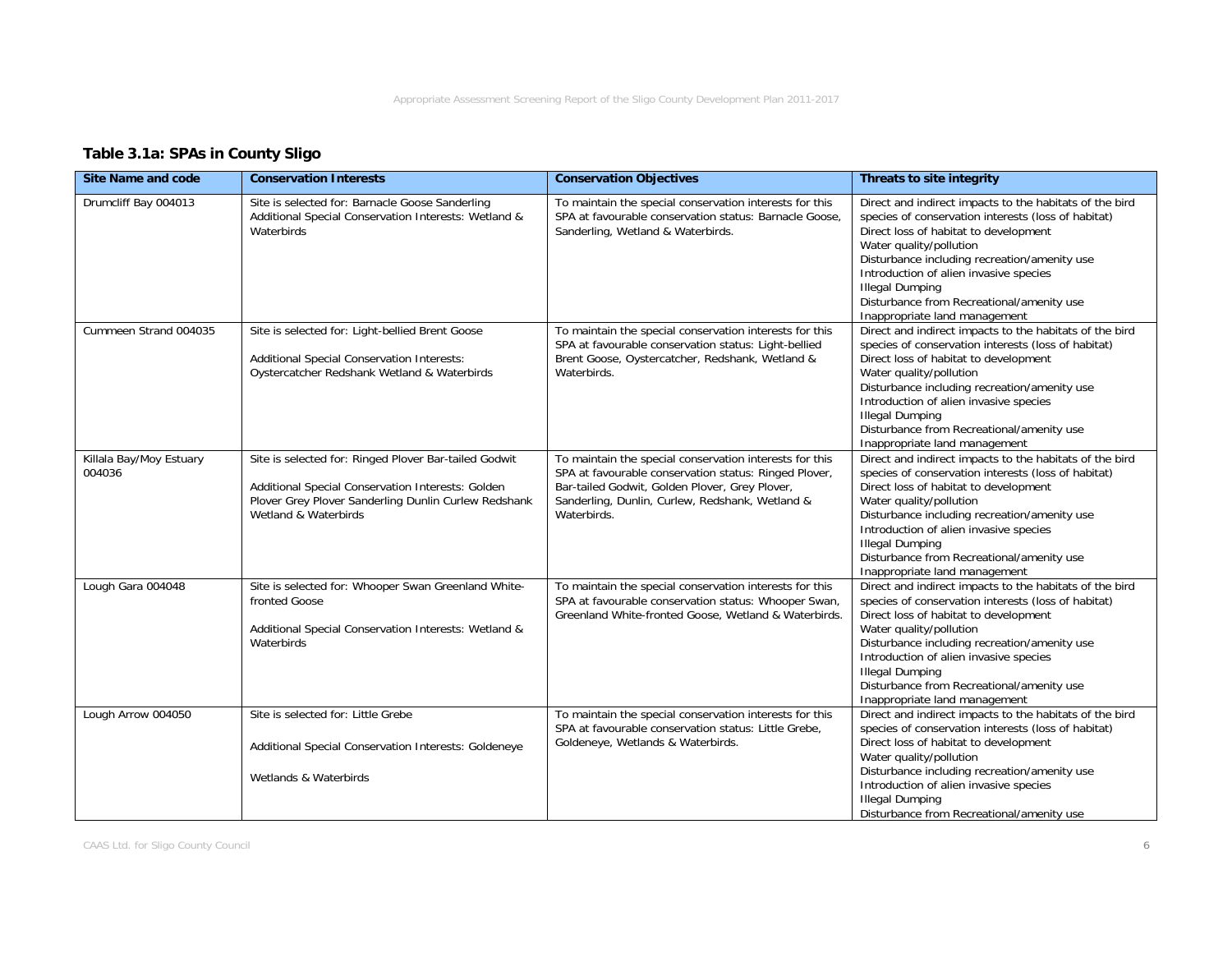### Table 3.1a: SPAs in County Sligo

| Site Name and code | Conservation Interests | Conservation Objectives | Threats to site integrity |
|---|---|---|---|
| Drumcliff Bay 004013 | Site is selected for: Barnacle Goose Sanderling<br>Additional Special Conservation Interests: Wetland & Waterbirds | To maintain the special conservation interests for this SPA at favourable conservation status: Barnacle Goose, Sanderling, Wetland & Waterbirds. | Direct and indirect impacts to the habitats of the bird species of conservation interests (loss of habitat)<br>Direct loss of habitat to development<br>Water quality/pollution<br>Disturbance including recreation/amenity use<br>Introduction of alien invasive species<br>Illegal Dumping<br>Disturbance from Recreational/amenity use<br>Inappropriate land management |
| Cummeen Strand 004035 | Site is selected for: Light-bellied Brent Goose<br><br>Additional Special Conservation Interests: Oystercatcher Redshank Wetland & Waterbirds | To maintain the special conservation interests for this SPA at favourable conservation status: Light-bellied Brent Goose, Oystercatcher, Redshank, Wetland & Waterbirds. | Direct and indirect impacts to the habitats of the bird species of conservation interests (loss of habitat)<br>Direct loss of habitat to development<br>Water quality/pollution<br>Disturbance including recreation/amenity use<br>Introduction of alien invasive species<br>Illegal Dumping<br>Disturbance from Recreational/amenity use<br>Inappropriate land management |
| Killala Bay/Moy Estuary 004036 | Site is selected for: Ringed Plover Bar-tailed Godwit<br><br>Additional Special Conservation Interests: Golden Plover Grey Plover Sanderling Dunlin Curlew Redshank Wetland & Waterbirds | To maintain the special conservation interests for this SPA at favourable conservation status: Ringed Plover, Bar-tailed Godwit, Golden Plover, Grey Plover, Sanderling, Dunlin, Curlew, Redshank, Wetland & Waterbirds. | Direct and indirect impacts to the habitats of the bird species of conservation interests (loss of habitat)<br>Direct loss of habitat to development<br>Water quality/pollution<br>Disturbance including recreation/amenity use<br>Introduction of alien invasive species<br>Illegal Dumping<br>Disturbance from Recreational/amenity use<br>Inappropriate land management |
| Lough Gara 004048 | Site is selected for: Whooper Swan Greenland White-fronted Goose<br><br>Additional Special Conservation Interests: Wetland & Waterbirds | To maintain the special conservation interests for this SPA at favourable conservation status: Whooper Swan, Greenland White-fronted Goose, Wetland & Waterbirds. | Direct and indirect impacts to the habitats of the bird species of conservation interests (loss of habitat)<br>Direct loss of habitat to development<br>Water quality/pollution<br>Disturbance including recreation/amenity use<br>Introduction of alien invasive species<br>Illegal Dumping<br>Disturbance from Recreational/amenity use<br>Inappropriate land management |
| Lough Arrow 004050 | Site is selected for: Little Grebe<br><br>Additional Special Conservation Interests: Goldeneye<br><br>Wetlands & Waterbirds | To maintain the special conservation interests for this SPA at favourable conservation status: Little Grebe, Goldeneye, Wetlands & Waterbirds. | Direct and indirect impacts to the habitats of the bird species of conservation interests (loss of habitat)<br>Direct loss of habitat to development<br>Water quality/pollution<br>Disturbance including recreation/amenity use<br>Introduction of alien invasive species<br>Illegal Dumping<br>Disturbance from Recreational/amenity use |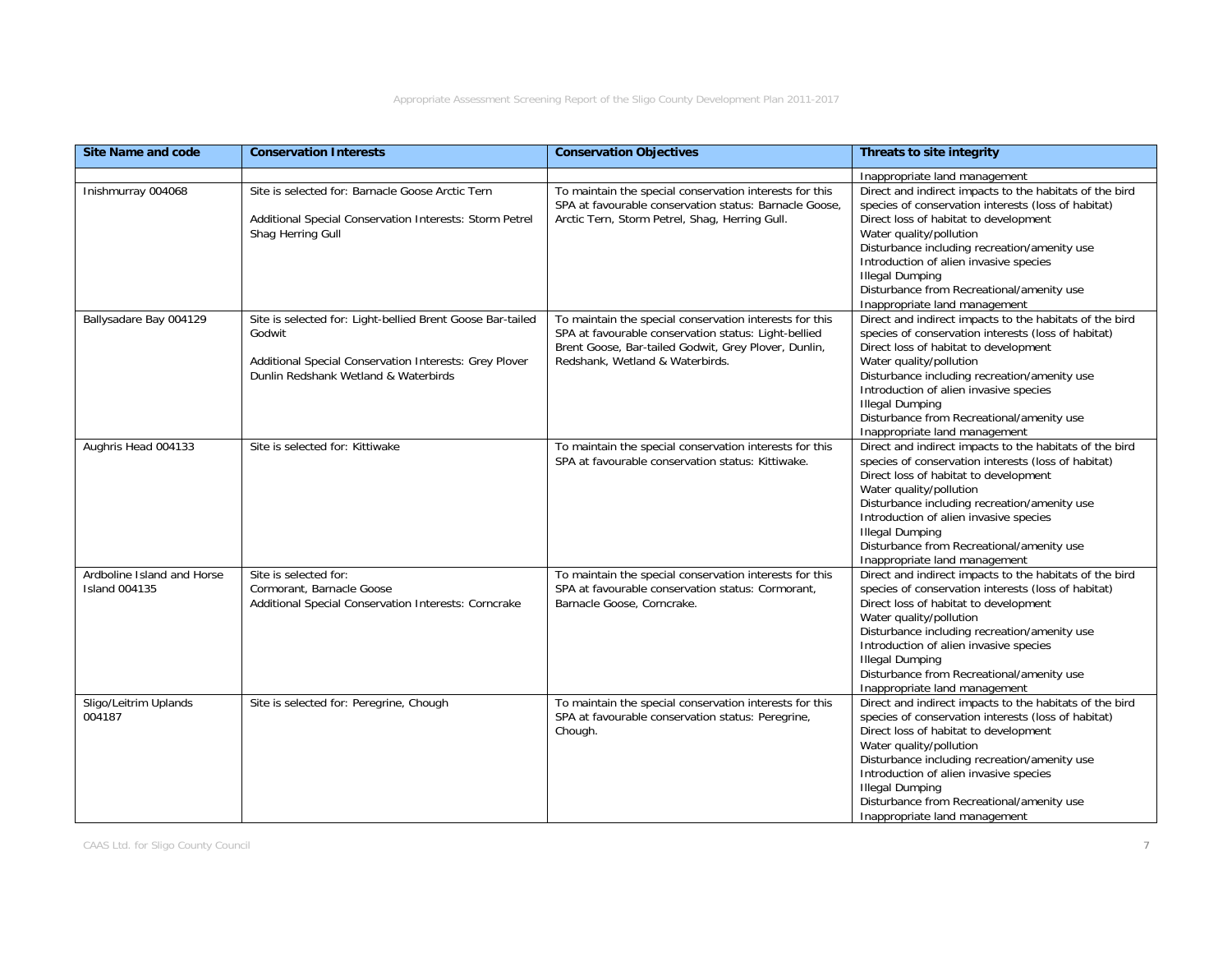| Site Name and code | Conservation Interests | Conservation Objectives | Threats to site integrity |
|---|---|---|---|
| | | | Inappropriate land management |
| Inishmurray 004068 | Site is selected for: Barnacle Goose Arctic Tern<br><br>Additional Special Conservation Interests: Storm Petrel Shag Herring Gull | To maintain the special conservation interests for this SPA at favourable conservation status: Barnacle Goose, Arctic Tern, Storm Petrel, Shag, Herring Gull. | Direct and indirect impacts to the habitats of the bird species of conservation interests (loss of habitat)<br>Direct loss of habitat to development<br>Water quality/pollution<br>Disturbance including recreation/amenity use<br>Introduction of alien invasive species<br>Illegal Dumping<br>Disturbance from Recreational/amenity use<br>Inappropriate land management |
| Ballysadare Bay 004129 | Site is selected for: Light-bellied Brent Goose Bar-tailed Godwit<br><br>Additional Special Conservation Interests: Grey Plover Dunlin Redshank Wetland & Waterbirds | To maintain the special conservation interests for this SPA at favourable conservation status: Light-bellied Brent Goose, Bar-tailed Godwit, Grey Plover, Dunlin, Redshank, Wetland & Waterbirds. | Direct and indirect impacts to the habitats of the bird species of conservation interests (loss of habitat)<br>Direct loss of habitat to development<br>Water quality/pollution<br>Disturbance including recreation/amenity use<br>Introduction of alien invasive species<br>Illegal Dumping<br>Disturbance from Recreational/amenity use<br>Inappropriate land management |
| Aughris Head 004133 | Site is selected for: Kittiwake | To maintain the special conservation interests for this SPA at favourable conservation status: Kittiwake. | Direct and indirect impacts to the habitats of the bird species of conservation interests (loss of habitat)<br>Direct loss of habitat to development<br>Water quality/pollution<br>Disturbance including recreation/amenity use<br>Introduction of alien invasive species<br>Illegal Dumping<br>Disturbance from Recreational/amenity use<br>Inappropriate land management |
| Ardboline Island and Horse Island 004135 | Site is selected for:<br>Cormorant, Barnacle Goose<br>Additional Special Conservation Interests: Corncrake | To maintain the special conservation interests for this SPA at favourable conservation status: Cormorant, Barnacle Goose, Corncrake. | Direct and indirect impacts to the habitats of the bird species of conservation interests (loss of habitat)<br>Direct loss of habitat to development<br>Water quality/pollution<br>Disturbance including recreation/amenity use<br>Introduction of alien invasive species<br>Illegal Dumping<br>Disturbance from Recreational/amenity use<br>Inappropriate land management |
| Sligo/Leitrim Uplands 004187 | Site is selected for: Peregrine, Chough | To maintain the special conservation interests for this SPA at favourable conservation status: Peregrine, Chough. | Direct and indirect impacts to the habitats of the bird species of conservation interests (loss of habitat)<br>Direct loss of habitat to development<br>Water quality/pollution<br>Disturbance including recreation/amenity use<br>Introduction of alien invasive species<br>Illegal Dumping<br>Disturbance from Recreational/amenity use<br>Inappropriate land management |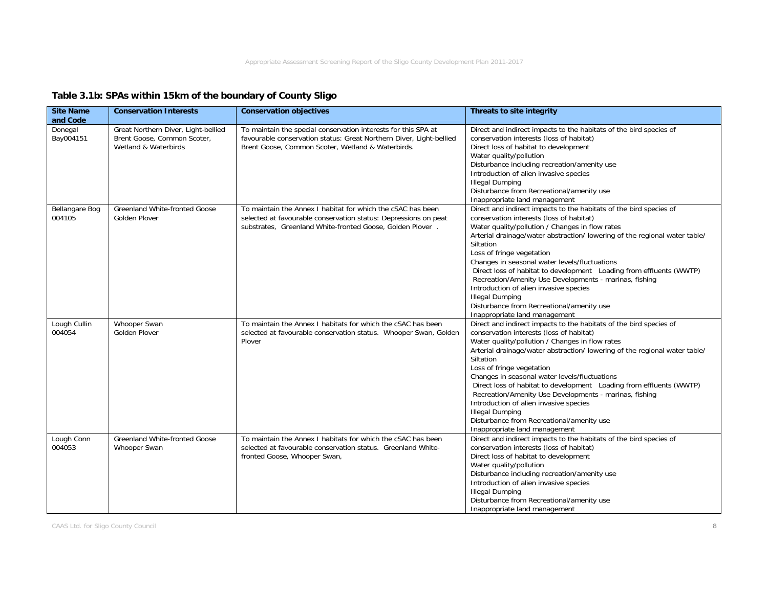**Table 3.1b: SPAs within 15km of the boundary of County Sligo**

| Site Name and Code | Conservation Interests | Conservation objectives | Threats to site integrity |
|---|---|---|---|
| Donegal Bay004151 | Great Northern Diver, Light-bellied Brent Goose, Common Scoter, Wetland & Waterbirds | To maintain the special conservation interests for this SPA at favourable conservation status: Great Northern Diver, Light-bellied Brent Goose, Common Scoter, Wetland & Waterbirds. | Direct and indirect impacts to the habitats of the bird species of conservation interests (loss of habitat)<br>Direct loss of habitat to development<br>Water quality/pollution<br>Disturbance including recreation/amenity use<br>Introduction of alien invasive species<br>Illegal Dumping<br>Disturbance from Recreational/amenity use<br>Inappropriate land management |
| Bellangare Bog 004105 | Greenland White-fronted Goose<br>Golden Plover | To maintain the Annex I habitat for which the cSAC has been selected at favourable conservation status: Depressions on peat substrates, Greenland White-fronted Goose, Golden Plover . | Direct and indirect impacts to the habitats of the bird species of conservation interests (loss of habitat)<br>Water quality/pollution / Changes in flow rates<br>Arterial drainage/water abstraction/ lowering of the regional water table/ Siltation<br>Loss of fringe vegetation<br>Changes in seasonal water levels/fluctuations<br>Direct loss of habitat to development Loading from effluents (WWTP)<br>Recreation/Amenity Use Developments - marinas, fishing<br>Introduction of alien invasive species<br>Illegal Dumping<br>Disturbance from Recreational/amenity use<br>Inappropriate land management |
| Lough Cullin 004054 | Whooper Swan<br>Golden Plover | To maintain the Annex I habitats for which the cSAC has been selected at favourable conservation status. Whooper Swan, Golden Plover | Direct and indirect impacts to the habitats of the bird species of conservation interests (loss of habitat)<br>Water quality/pollution / Changes in flow rates<br>Arterial drainage/water abstraction/ lowering of the regional water table/ Siltation<br>Loss of fringe vegetation<br>Changes in seasonal water levels/fluctuations<br>Direct loss of habitat to development Loading from effluents (WWTP)<br>Recreation/Amenity Use Developments - marinas, fishing<br>Introduction of alien invasive species<br>Illegal Dumping<br>Disturbance from Recreational/amenity use<br>Inappropriate land management |
| Lough Conn 004053 | Greenland White-fronted Goose<br>Whooper Swan | To maintain the Annex I habitats for which the cSAC has been selected at favourable conservation status. Greenland White-fronted Goose, Whooper Swan, | Direct and indirect impacts to the habitats of the bird species of conservation interests (loss of habitat)<br>Direct loss of habitat to development<br>Water quality/pollution<br>Disturbance including recreation/amenity use<br>Introduction of alien invasive species<br>Illegal Dumping<br>Disturbance from Recreational/amenity use<br>Inappropriate land management |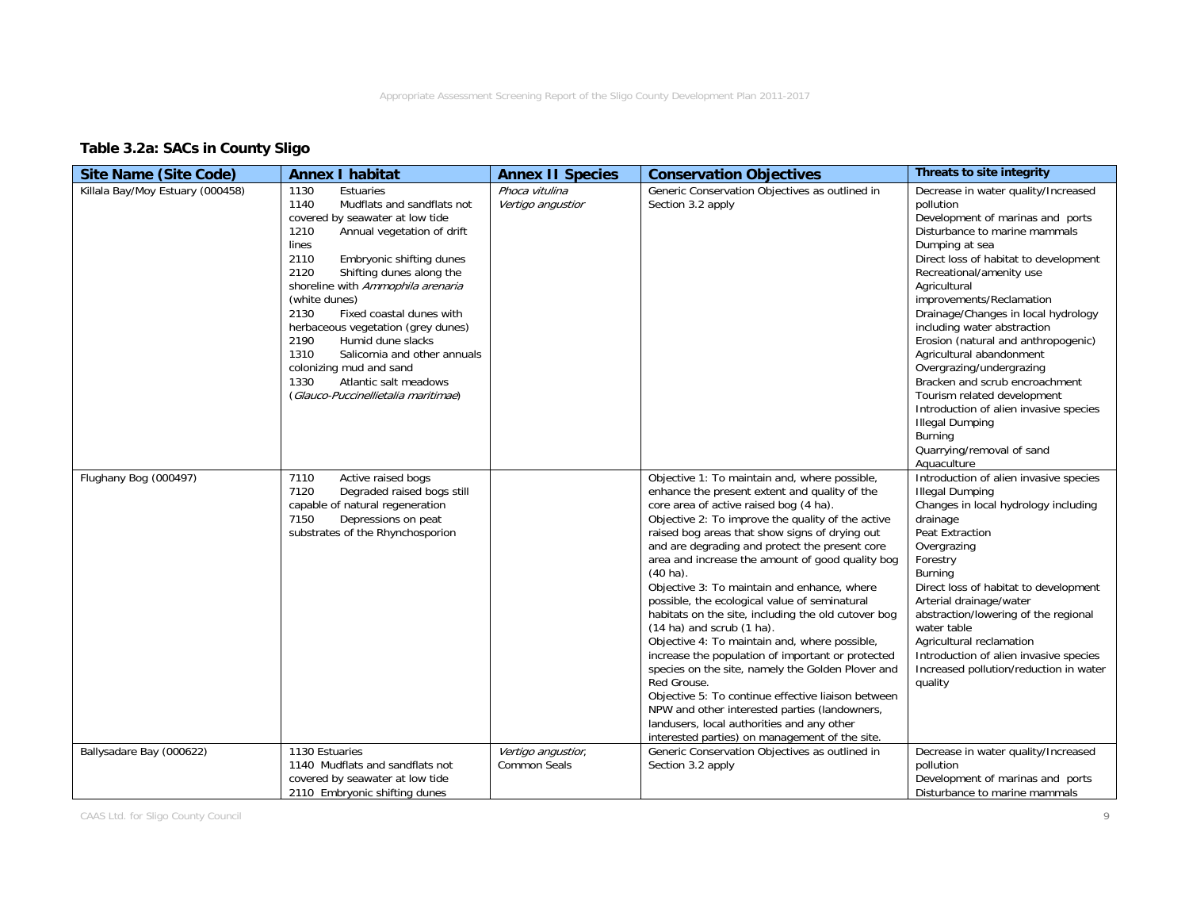**Table 3.2a: SACs in County Sligo**

| Site Name (Site Code) | Annex I habitat | Annex II Species | Conservation Objectives | Threats to site integrity |
|---|---|---|---|---|
| Killala Bay/Moy Estuary (000458) | 1130 Estuaries<br>1140 Mudflats and sandflats not covered by seawater at low tide<br>1210 Annual vegetation of drift lines<br>2110 Embryonic shifting dunes<br>2120 Shifting dunes along the shoreline with *Ammophila arenaria* (white dunes)<br>2130 Fixed coastal dunes with herbaceous vegetation (grey dunes)<br>2190 Humid dune slacks<br>1310 Salicornia and other annuals colonizing mud and sand<br>1330 Atlantic salt meadows (*Glauco-Puccinellietalia maritimae*) | *Phoca vitulina*<br>*Vertigo angustior* | Generic Conservation Objectives as outlined in Section 3.2 apply | Decrease in water quality/Increased pollution<br>Development of marinas and ports<br>Disturbance to marine mammals<br>Dumping at sea<br>Direct loss of habitat to development<br>Recreational/amenity use<br>Agricultural improvements/Reclamation<br>Drainage/Changes in local hydrology including water abstraction<br>Erosion (natural and anthropogenic)<br>Agricultural abandonment<br>Overgrazing/undergrazing<br>Bracken and scrub encroachment<br>Tourism related development<br>Introduction of alien invasive species<br>Illegal Dumping<br>Burning<br>Quarrying/removal of sand<br>Aquaculture |
| Flughany Bog (000497) | 7110 Active raised bogs<br>7120 Degraded raised bogs still capable of natural regeneration<br>7150 Depressions on peat substrates of the Rhynchosporion | | Objective 1: To maintain and, where possible, enhance the present extent and quality of the core area of active raised bog (4 ha).<br>Objective 2: To improve the quality of the active raised bog areas that show signs of drying out and are degrading and protect the present core area and increase the amount of good quality bog (40 ha).<br>Objective 3: To maintain and enhance, where possible, the ecological value of seminatural habitats on the site, including the old cutover bog (14 ha) and scrub (1 ha).<br>Objective 4: To maintain and, where possible, increase the population of important or protected species on the site, namely the Golden Plover and Red Grouse.<br>Objective 5: To continue effective liaison between NPW and other interested parties (landowners, landusers, local authorities and any other interested parties) on management of the site. | Introduction of alien invasive species<br>Illegal Dumping<br>Changes in local hydrology including drainage<br>Peat Extraction<br>Overgrazing<br>Forestry<br>Burning<br>Direct loss of habitat to development<br>Arterial drainage/water abstraction/lowering of the regional water table<br>Agricultural reclamation<br>Introduction of alien invasive species<br>Increased pollution/reduction in water quality |
| Ballysadare Bay (000622) | 1130 Estuaries<br>1140 Mudflats and sandflats not covered by seawater at low tide<br>2110 Embryonic shifting dunes | *Vertigo angustior*,<br>Common Seals | Generic Conservation Objectives as outlined in Section 3.2 apply | Decrease in water quality/Increased pollution<br>Development of marinas and ports<br>Disturbance to marine mammals |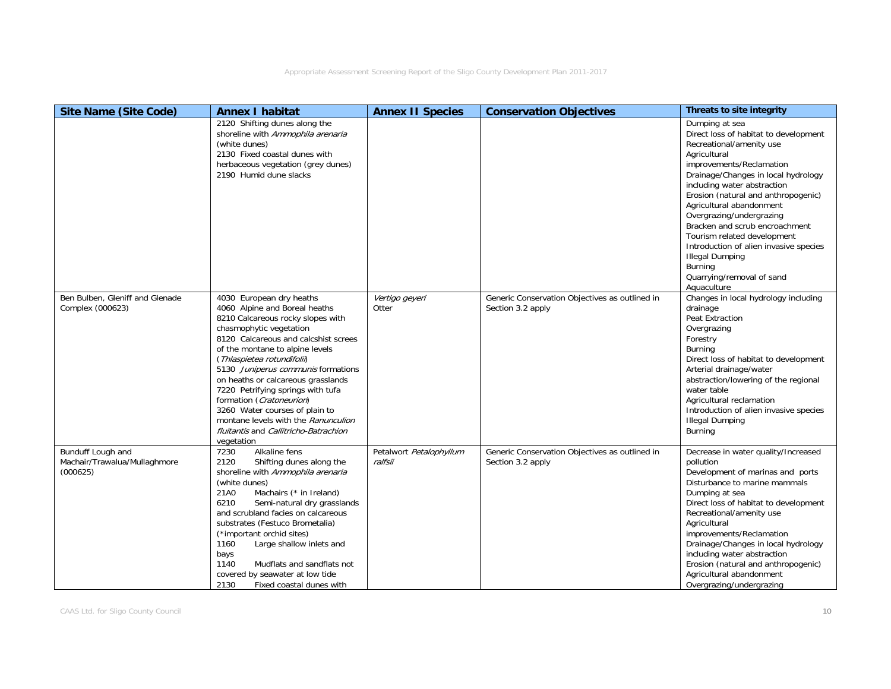| Site Name (Site Code) | Annex I habitat | Annex II Species | Conservation Objectives | Threats to site integrity |
|---|---|---|---|---|
| | 2120 Shifting dunes along the shoreline with *Ammophila arenaria* (white dunes)<br>2130 Fixed coastal dunes with herbaceous vegetation (grey dunes)<br>2190 Humid dune slacks | | | Dumping at sea<br>Direct loss of habitat to development<br>Recreational/amenity use<br>Agricultural improvements/Reclamation<br>Drainage/Changes in local hydrology including water abstraction<br>Erosion (natural and anthropogenic)<br>Agricultural abandonment<br>Overgrazing/undergrazing<br>Bracken and scrub encroachment<br>Tourism related development<br>Introduction of alien invasive species<br>Illegal Dumping<br>Burning<br>Quarrying/removal of sand<br>Aquaculture |
| Ben Bulben, Gleniff and Glenade Complex (000623) | 4030 European dry heaths<br>4060 Alpine and Boreal heaths<br>8210 Calcareous rocky slopes with chasmophytic vegetation<br>8120 Calcareous and calcshist screes of the montane to alpine levels (*Thlaspietea rotundifolii*)<br>5130 *Juniperus communis* formations on heaths or calcareous grasslands<br>7220 Petrifying springs with tufa formation (*Cratoneurion*)<br>3260 Water courses of plain to montane levels with the *Ranunculion fluitantis* and *Callitricho-Batrachion* vegetation | *Vertigo geyeri*<br>Otter | Generic Conservation Objectives as outlined in Section 3.2 apply | Changes in local hydrology including drainage<br>Peat Extraction<br>Overgrazing<br>Forestry<br>Burning<br>Direct loss of habitat to development<br>Arterial drainage/water abstraction/lowering of the regional water table<br>Agricultural reclamation<br>Introduction of alien invasive species<br>Illegal Dumping<br>Burning |
| Bunduff Lough and Machair/Trawalua/Mullaghmore (000625) | 7230 Alkaline fens<br>2120 Shifting dunes along the shoreline with *Ammophila arenaria* (white dunes)<br>21A0 Machairs (* in Ireland)<br>6210 Semi-natural dry grasslands and scrubland facies on calcareous substrates (Festuco Brometalia) (*important orchid sites)<br>1160 Large shallow inlets and bays<br>1140 Mudflats and sandflats not covered by seawater at low tide<br>2130 Fixed coastal dunes with | Petalwort *Petalophyllum ralfsii* | Generic Conservation Objectives as outlined in Section 3.2 apply | Decrease in water quality/Increased pollution<br>Development of marinas and ports<br>Disturbance to marine mammals<br>Dumping at sea<br>Direct loss of habitat to development<br>Recreational/amenity use<br>Agricultural improvements/Reclamation<br>Drainage/Changes in local hydrology including water abstraction<br>Erosion (natural and anthropogenic)<br>Agricultural abandonment<br>Overgrazing/undergrazing |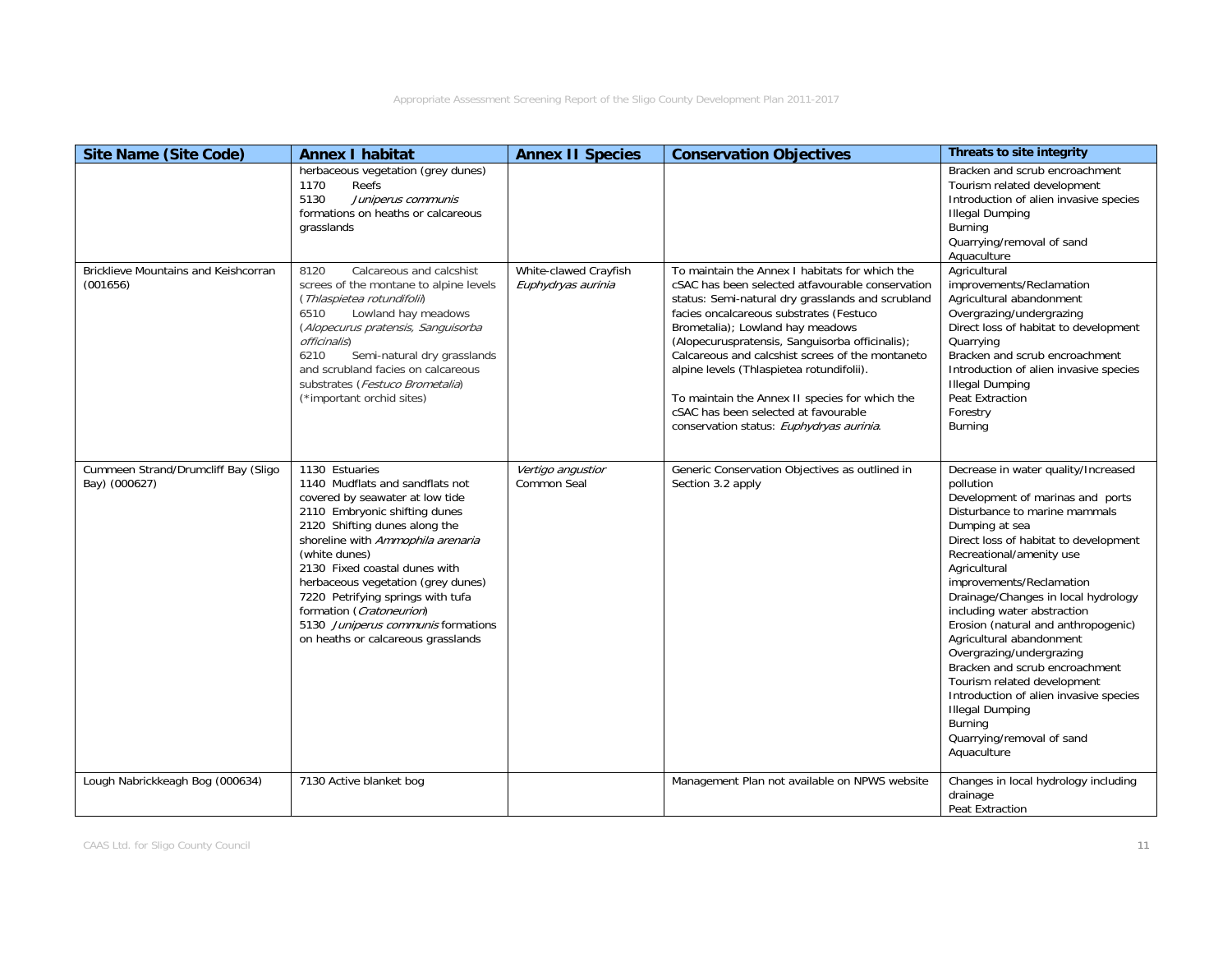| Site Name (Site Code) | Annex I habitat | Annex II Species | Conservation Objectives | Threats to site integrity |
|---|---|---|---|---|
| | herbaceous vegetation (grey dunes)<br>1170 Reefs<br>5130 *Juniperus communis* formations on heaths or calcareous grasslands | | | Bracken and scrub encroachment<br>Tourism related development<br>Introduction of alien invasive species<br>Illegal Dumping<br>Burning<br>Quarrying/removal of sand<br>Aquaculture |
| Bricklieve Mountains and Keishcorran (001656) | 8120 Calcareous and calcshist screes of the montane to alpine levels (*Thlaspietea rotundifolii*)<br>6510 Lowland hay meadows (*Alopecurus pratensis, Sanguisorba officinalis*)<br>6210 Semi-natural dry grasslands and scrubland facies on calcareous substrates (*Festuco Brometalia*) (*important orchid sites) | White-clawed Crayfish<br>*Euphydryas aurinia* | To maintain the Annex I habitats for which the cSAC has been selected atfavourable conservation status: Semi-natural dry grasslands and scrubland facies oncalcareous substrates (Festuco Brometalia); Lowland hay meadows (Alopecuruspratensis, Sanguisorba officinalis); Calcareous and calcshist screes of the montaneto alpine levels (Thlaspietea rotundifolii).<br><br>To maintain the Annex II species for which the cSAC has been selected at favourable conservation status: *Euphydryas aurinia*. | Agricultural improvements/Reclamation<br>Agricultural abandonment<br>Overgrazing/undergrazing<br>Direct loss of habitat to development<br>Quarrying<br>Bracken and scrub encroachment<br>Introduction of alien invasive species<br>Illegal Dumping<br>Peat Extraction<br>Forestry<br>Burning |
| Cummeen Strand/Drumcliff Bay (Sligo Bay) (000627) | 1130 Estuaries<br>1140 Mudflats and sandflats not covered by seawater at low tide<br>2110 Embryonic shifting dunes<br>2120 Shifting dunes along the shoreline with *Ammophila arenaria* (white dunes)<br>2130 Fixed coastal dunes with herbaceous vegetation (grey dunes)<br>7220 Petrifying springs with tufa formation (*Cratoneurion*)<br>5130 *Juniperus communis* formations on heaths or calcareous grasslands | *Vertigo angustior*<br>Common Seal | Generic Conservation Objectives as outlined in Section 3.2 apply | Decrease in water quality/Increased pollution<br>Development of marinas and ports<br>Disturbance to marine mammals<br>Dumping at sea<br>Direct loss of habitat to development<br>Recreational/amenity use<br>Agricultural improvements/Reclamation<br>Drainage/Changes in local hydrology including water abstraction<br>Erosion (natural and anthropogenic)<br>Agricultural abandonment<br>Overgrazing/undergrazing<br>Bracken and scrub encroachment<br>Tourism related development<br>Introduction of alien invasive species<br>Illegal Dumping<br>Burning<br>Quarrying/removal of sand<br>Aquaculture |
| Lough Nabrickkeagh Bog (000634) | 7130 Active blanket bog | | Management Plan not available on NPWS website | Changes in local hydrology including drainage<br>Peat Extraction |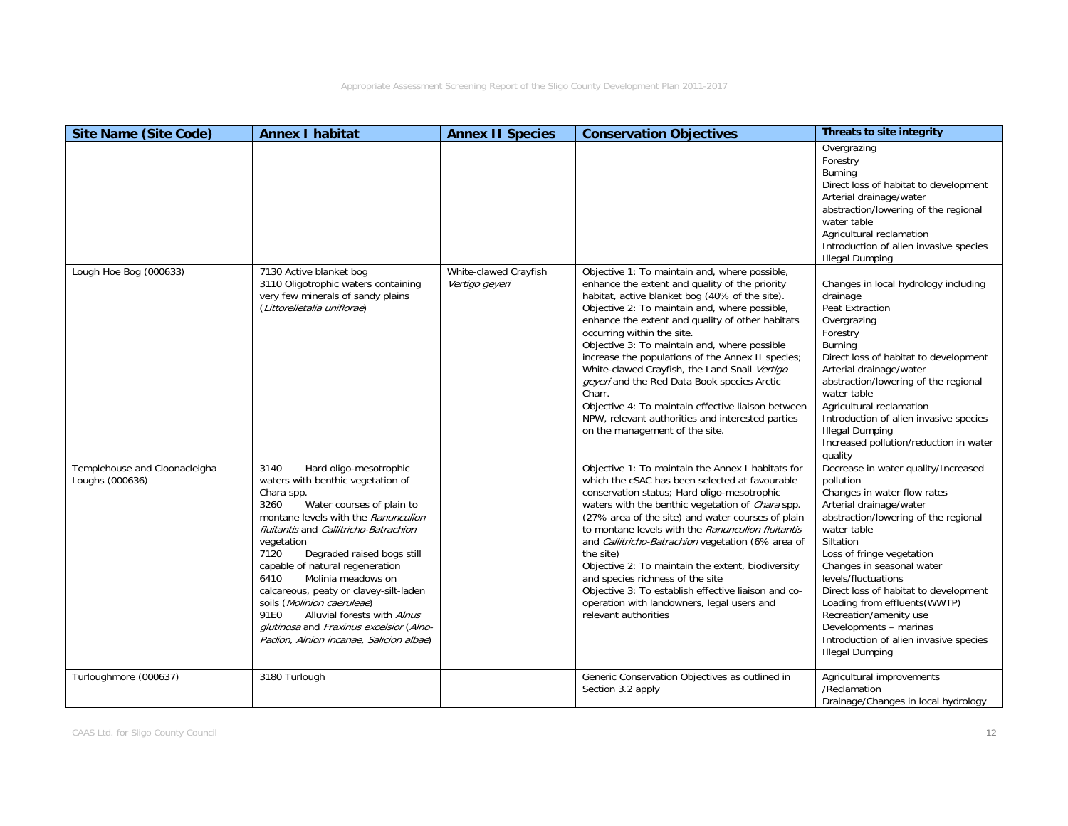| Site Name (Site Code) | Annex I habitat | Annex II Species | Conservation Objectives | Threats to site integrity |
|---|---|---|---|---|
| | | | | Overgrazing<br>Forestry<br>Burning<br>Direct loss of habitat to development<br>Arterial drainage/water abstraction/lowering of the regional water table<br>Agricultural reclamation<br>Introduction of alien invasive species<br>Illegal Dumping |
| Lough Hoe Bog (000633) | 7130 Active blanket bog<br>3110 Oligotrophic waters containing very few minerals of sandy plains (*Littorelletalia uniflorae*) | White-clawed Crayfish<br>*Vertigo geyeri* | Objective 1: To maintain and, where possible, enhance the extent and quality of the priority habitat, active blanket bog (40% of the site).<br>Objective 2: To maintain and, where possible, enhance the extent and quality of other habitats occurring within the site.<br>Objective 3: To maintain and, where possible increase the populations of the Annex II species; White-clawed Crayfish, the Land Snail *Vertigo geyeri* and the Red Data Book species Arctic Charr.<br>Objective 4: To maintain effective liaison between NPW, relevant authorities and interested parties on the management of the site. | Changes in local hydrology including drainage<br>Peat Extraction<br>Overgrazing<br>Forestry<br>Burning<br>Direct loss of habitat to development<br>Arterial drainage/water abstraction/lowering of the regional water table<br>Agricultural reclamation<br>Introduction of alien invasive species<br>Illegal Dumping<br>Increased pollution/reduction in water quality |
| Templehouse and Cloonacleigha Loughs (000636) | 3140 Hard oligo-mesotrophic waters with benthic vegetation of Chara spp.<br>3260 Water courses of plain to montane levels with the *Ranunculion fluitantis* and *Callitricho-Batrachion* vegetation<br>7120 Degraded raised bogs still capable of natural regeneration<br>6410 Molinia meadows on calcareous, peaty or clavey-silt-laden soils (*Molinion caeruleae*)<br>91E0 Alluvial forests with *Alnus glutinosa* and *Fraxinus excelsior* (*Alno-Padion, Alnion incanae, Salicion albae*) | | Objective 1: To maintain the Annex I habitats for which the cSAC has been selected at favourable conservation status; Hard oligo-mesotrophic waters with the benthic vegetation of *Chara* spp. (27% area of the site) and water courses of plain to montane levels with the *Ranunculion fluitantis* and *Callitricho-Batrachion* vegetation (6% area of the site)<br>Objective 2: To maintain the extent, biodiversity and species richness of the site<br>Objective 3: To establish effective liaison and co-operation with landowners, legal users and relevant authorities | Decrease in water quality/Increased pollution<br>Changes in water flow rates<br>Arterial drainage/water abstraction/lowering of the regional water table<br>Siltation<br>Loss of fringe vegetation<br>Changes in seasonal water levels/fluctuations<br>Direct loss of habitat to development<br>Loading from effluents(WWTP)<br>Recreation/amenity use<br>Developments – marinas<br>Introduction of alien invasive species<br>Illegal Dumping |
| Turloughmore (000637) | 3180 Turlough | | Generic Conservation Objectives as outlined in Section 3.2 apply | Agricultural improvements /Reclamation<br>Drainage/Changes in local hydrology |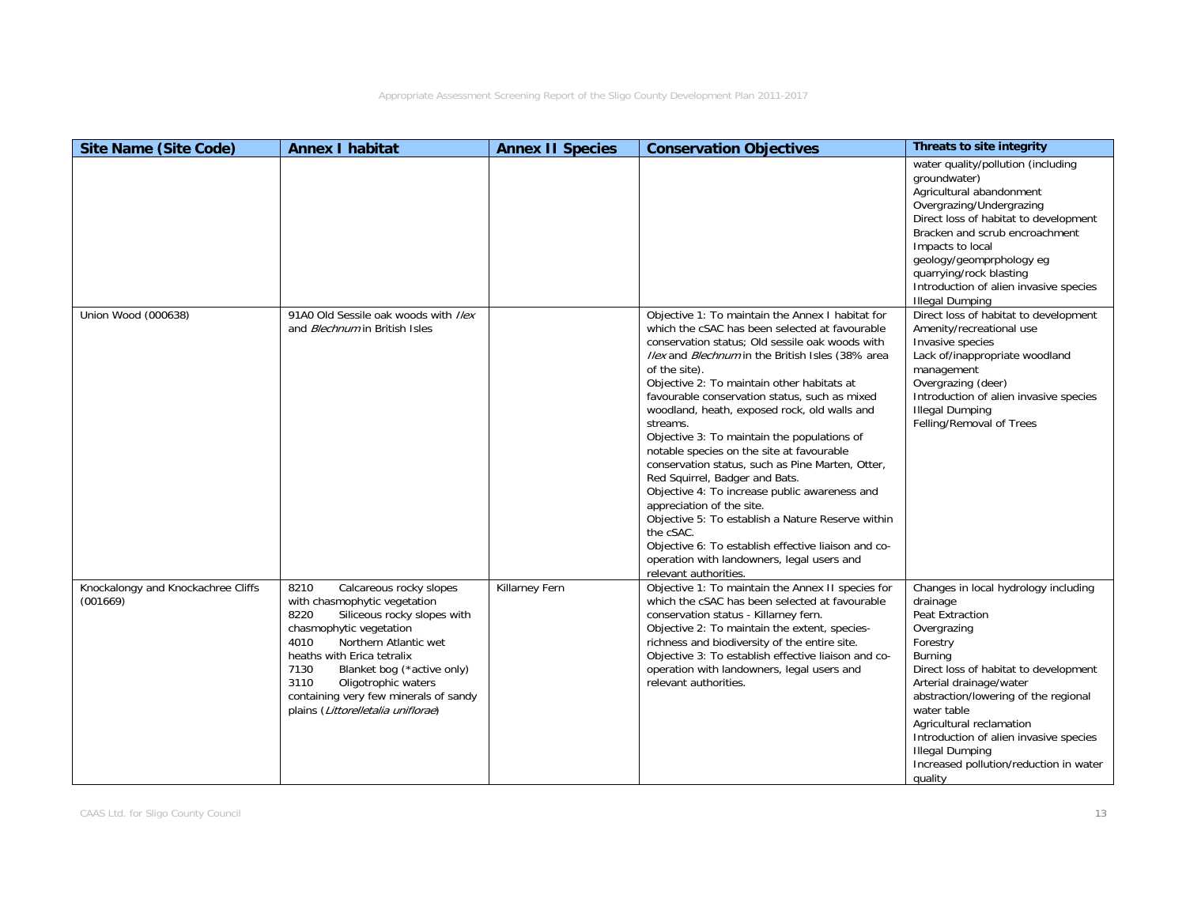| Site Name (Site Code) | Annex I habitat | Annex II Species | Conservation Objectives | Threats to site integrity |
|---|---|---|---|---|
| | | | | water quality/pollution (including groundwater)<br>Agricultural abandonment<br>Overgrazing/Undergrazing<br>Direct loss of habitat to development<br>Bracken and scrub encroachment<br>Impacts to local geology/geomprphology eg quarrying/rock blasting<br>Introduction of alien invasive species<br>Illegal Dumping |
| Union Wood (000638) | 91A0 Old Sessile oak woods with *Ilex* and *Blechnum* in British Isles | | Objective 1: To maintain the Annex I habitat for which the cSAC has been selected at favourable conservation status; Old sessile oak woods with *Ilex* and *Blechnum* in the British Isles (38% area of the site).<br>Objective 2: To maintain other habitats at favourable conservation status, such as mixed woodland, heath, exposed rock, old walls and streams.<br>Objective 3: To maintain the populations of notable species on the site at favourable conservation status, such as Pine Marten, Otter, Red Squirrel, Badger and Bats.<br>Objective 4: To increase public awareness and appreciation of the site.<br>Objective 5: To establish a Nature Reserve within the cSAC.<br>Objective 6: To establish effective liaison and co-operation with landowners, legal users and relevant authorities. | Direct loss of habitat to development<br>Amenity/recreational use<br>Invasive species<br>Lack of/inappropriate woodland management<br>Overgrazing (deer)<br>Introduction of alien invasive species<br>Illegal Dumping<br>Felling/Removal of Trees |
| Knockalongy and Knockachree Cliffs (001669) | 8210 Calcareous rocky slopes with chasmophytic vegetation<br>8220 Siliceous rocky slopes with chasmophytic vegetation<br>4010 Northern Atlantic wet heaths with Erica tetralix<br>7130 Blanket bog (*active only)<br>3110 Oligotrophic waters containing very few minerals of sandy plains (*Littorelletalia uniflorae*) | Killarney Fern | Objective 1: To maintain the Annex II species for which the cSAC has been selected at favourable conservation status - Killarney fern.<br>Objective 2: To maintain the extent, species-richness and biodiversity of the entire site.<br>Objective 3: To establish effective liaison and co-operation with landowners, legal users and relevant authorities. | Changes in local hydrology including drainage<br>Peat Extraction<br>Overgrazing<br>Forestry<br>Burning<br>Direct loss of habitat to development<br>Arterial drainage/water abstraction/lowering of the regional water table<br>Agricultural reclamation<br>Introduction of alien invasive species<br>Illegal Dumping<br>Increased pollution/reduction in water quality |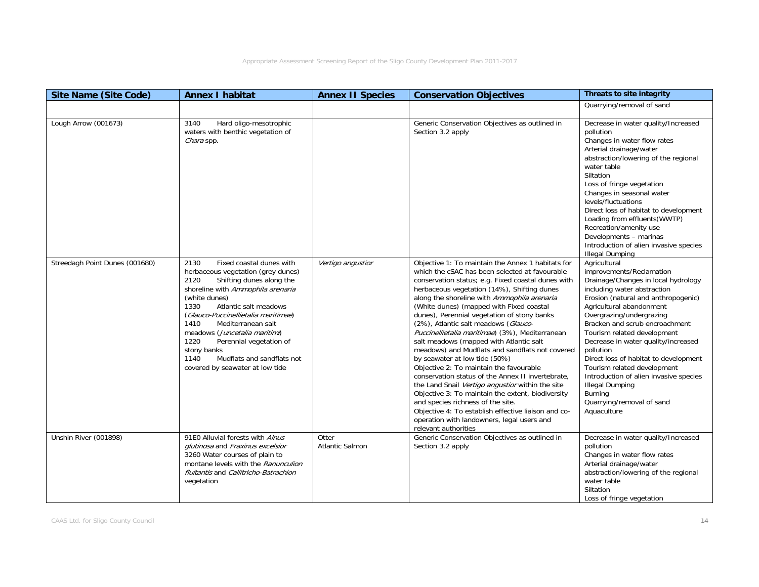| Site Name (Site Code) | Annex I habitat | Annex II Species | Conservation Objectives | Threats to site integrity |
|---|---|---|---|---|
| | | | | Quarrying/removal of sand |
| Lough Arrow (001673) | 3140 Hard oligo-mesotrophic waters with benthic vegetation of *Chara* spp. | | Generic Conservation Objectives as outlined in Section 3.2 apply | Decrease in water quality/Increased pollution<br>Changes in water flow rates<br>Arterial drainage/water abstraction/lowering of the regional water table<br>Siltation<br>Loss of fringe vegetation<br>Changes in seasonal water levels/fluctuations<br>Direct loss of habitat to development<br>Loading from effluents(WWTP)<br>Recreation/amenity use<br>Developments – marinas<br>Introduction of alien invasive species<br>Illegal Dumping |
| Streedagh Point Dunes (001680) | 2130 Fixed coastal dunes with herbaceous vegetation (grey dunes)<br>2120 Shifting dunes along the shoreline with *Ammophila arenaria* (white dunes)<br>1330 Atlantic salt meadows (*Glauco-Puccinellietalia maritimae*)<br>1410 Mediterranean salt meadows (*Juncetalia maritimi*)<br>1220 Perennial vegetation of stony banks<br>1140 Mudflats and sandflats not covered by seawater at low tide | *Vertigo angustior* | Objective 1: To maintain the Annex 1 habitats for which the cSAC has been selected at favourable conservation status; e.g. Fixed coastal dunes with herbaceous vegetation (14%), Shifting dunes along the shoreline with *Ammophila arenaria* (White dunes) (mapped with Fixed coastal dunes), Perennial vegetation of stony banks (2%), Atlantic salt meadows (*Glauco-Puccinellietalia maritimae*) (3%), Mediterranean salt meadows (mapped with Atlantic salt meadows) and Mudflats and sandflats not covered by seawater at low tide (50%)<br>Objective 2: To maintain the favourable conservation status of the Annex II invertebrate, the Land Snail *Vertigo angustior* within the site<br>Objective 3: To maintain the extent, biodiversity and species richness of the site.<br>Objective 4: To establish effective liaison and co-operation with landowners, legal users and relevant authorities | Agricultural improvements/Reclamation<br>Drainage/Changes in local hydrology including water abstraction<br>Erosion (natural and anthropogenic)<br>Agricultural abandonment<br>Overgrazing/undergrazing<br>Bracken and scrub encroachment<br>Tourism related development<br>Decrease in water quality/increased pollution<br>Direct loss of habitat to development<br>Tourism related development<br>Introduction of alien invasive species<br>Illegal Dumping<br>Burning<br>Quarrying/removal of sand<br>Aquaculture |
| Unshin River (001898) | 91E0 Alluvial forests with *Alnus glutinosa* and *Fraxinus excelsior*<br>3260 Water courses of plain to montane levels with the *Ranunculion fluitantis* and *Callitricho-Batrachion* vegetation | Otter<br>Atlantic Salmon | Generic Conservation Objectives as outlined in Section 3.2 apply | Decrease in water quality/Increased pollution<br>Changes in water flow rates<br>Arterial drainage/water abstraction/lowering of the regional water table<br>Siltation<br>Loss of fringe vegetation |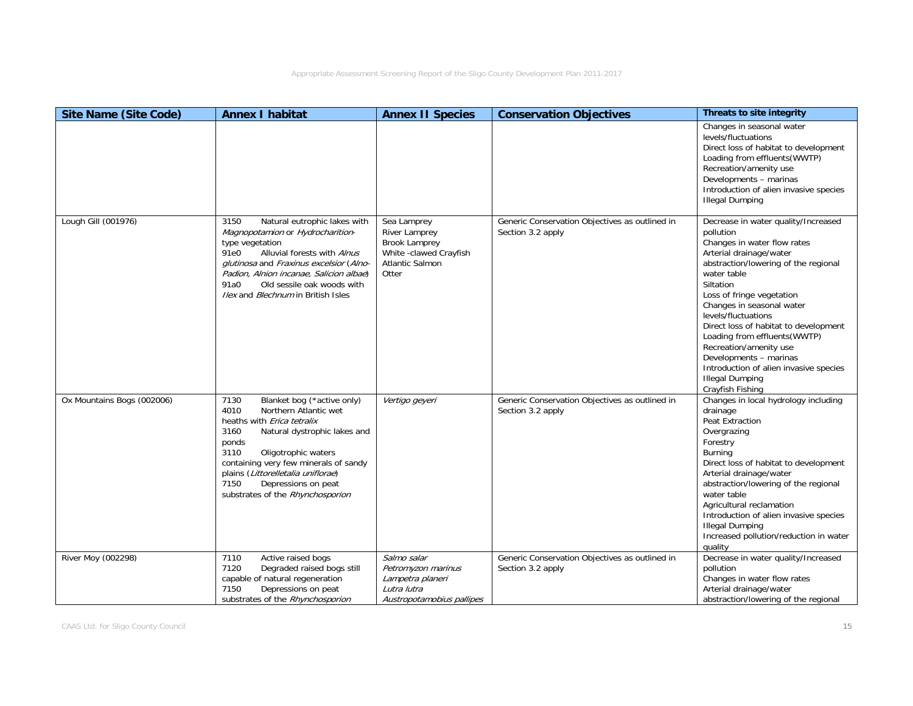| Site Name (Site Code) | Annex I habitat | Annex II Species | Conservation Objectives | Threats to site integrity |
|---|---|---|---|---|
| | | | | Changes in seasonal water levels/fluctuations<br>Direct loss of habitat to development<br>Loading from effluents(WWTP)<br>Recreation/amenity use<br>Developments – marinas<br>Introduction of alien invasive species<br>Illegal Dumping |
| Lough Gill (001976) | 3150 Natural eutrophic lakes with *Magnopotamion* or *Hydrocharition*-type vegetation<br>91e0 Alluvial forests with *Alnus glutinosa* and *Fraxinus excelsior* (*Alno-Padion, Alnion incanae, Salicion albae*)<br>91a0 Old sessile oak woods with *Ilex* and *Blechnum* in British Isles | Sea Lamprey<br>River Lamprey<br>Brook Lamprey<br>White -clawed Crayfish<br>Atlantic Salmon<br>Otter | Generic Conservation Objectives as outlined in Section 3.2 apply | Decrease in water quality/Increased pollution<br>Changes in water flow rates<br>Arterial drainage/water abstraction/lowering of the regional water table<br>Siltation<br>Loss of fringe vegetation<br>Changes in seasonal water levels/fluctuations<br>Direct loss of habitat to development<br>Loading from effluents(WWTP)<br>Recreation/amenity use<br>Developments – marinas<br>Introduction of alien invasive species<br>Illegal Dumping<br>Crayfish Fishing |
| Ox Mountains Bogs (002006) | 7130 Blanket bog (*active only)<br>4010 Northern Atlantic wet heaths with *Erica tetralix*<br>3160 Natural dystrophic lakes and ponds<br>3110 Oligotrophic waters containing very few minerals of sandy plains (*Littorelletalia uniflorae*)<br>7150 Depressions on peat substrates of the *Rhynchosporion* | *Vertigo geyeri* | Generic Conservation Objectives as outlined in Section 3.2 apply | Changes in local hydrology including drainage<br>Peat Extraction<br>Overgrazing<br>Forestry<br>Burning<br>Direct loss of habitat to development<br>Arterial drainage/water abstraction/lowering of the regional water table<br>Agricultural reclamation<br>Introduction of alien invasive species<br>Illegal Dumping<br>Increased pollution/reduction in water quality |
| River Moy (002298) | 7110 Active raised bogs<br>7120 Degraded raised bogs still capable of natural regeneration<br>7150 Depressions on peat substrates of the *Rhynchosporion* | *Salmo salar*<br>*Petromyzon marinus*<br>*Lampetra planeri*<br>*Lutra lutra*<br>*Austropotamobius pallipes* | Generic Conservation Objectives as outlined in Section 3.2 apply | Decrease in water quality/Increased pollution<br>Changes in water flow rates<br>Arterial drainage/water abstraction/lowering of the regional |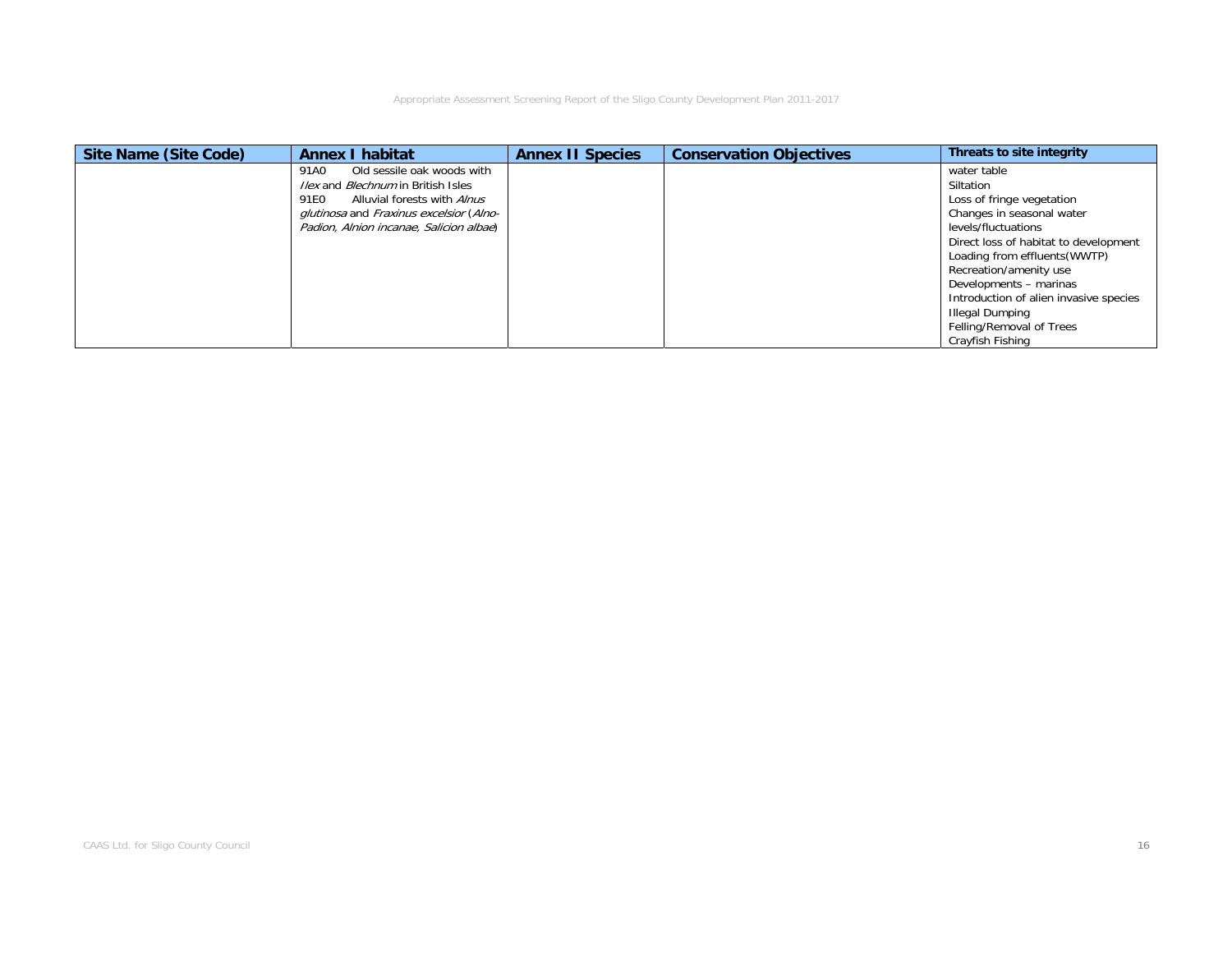| Site Name (Site Code) | Annex I habitat | Annex II Species | Conservation Objectives | Threats to site integrity |
|---|---|---|---|---|
| | 91A0 Old sessile oak woods with *Ilex* and *Blechnum* in British Isles<br>91E0 Alluvial forests with *Alnus glutinosa* and *Fraxinus excelsior* (*Alno-Padion, Alnion incanae, Salicion albae*) | | | water table<br>Siltation<br>Loss of fringe vegetation<br>Changes in seasonal water levels/fluctuations<br>Direct loss of habitat to development<br>Loading from effluents(WWTP)<br>Recreation/amenity use<br>Developments – marinas<br>Introduction of alien invasive species<br>Illegal Dumping<br>Felling/Removal of Trees<br>Crayfish Fishing |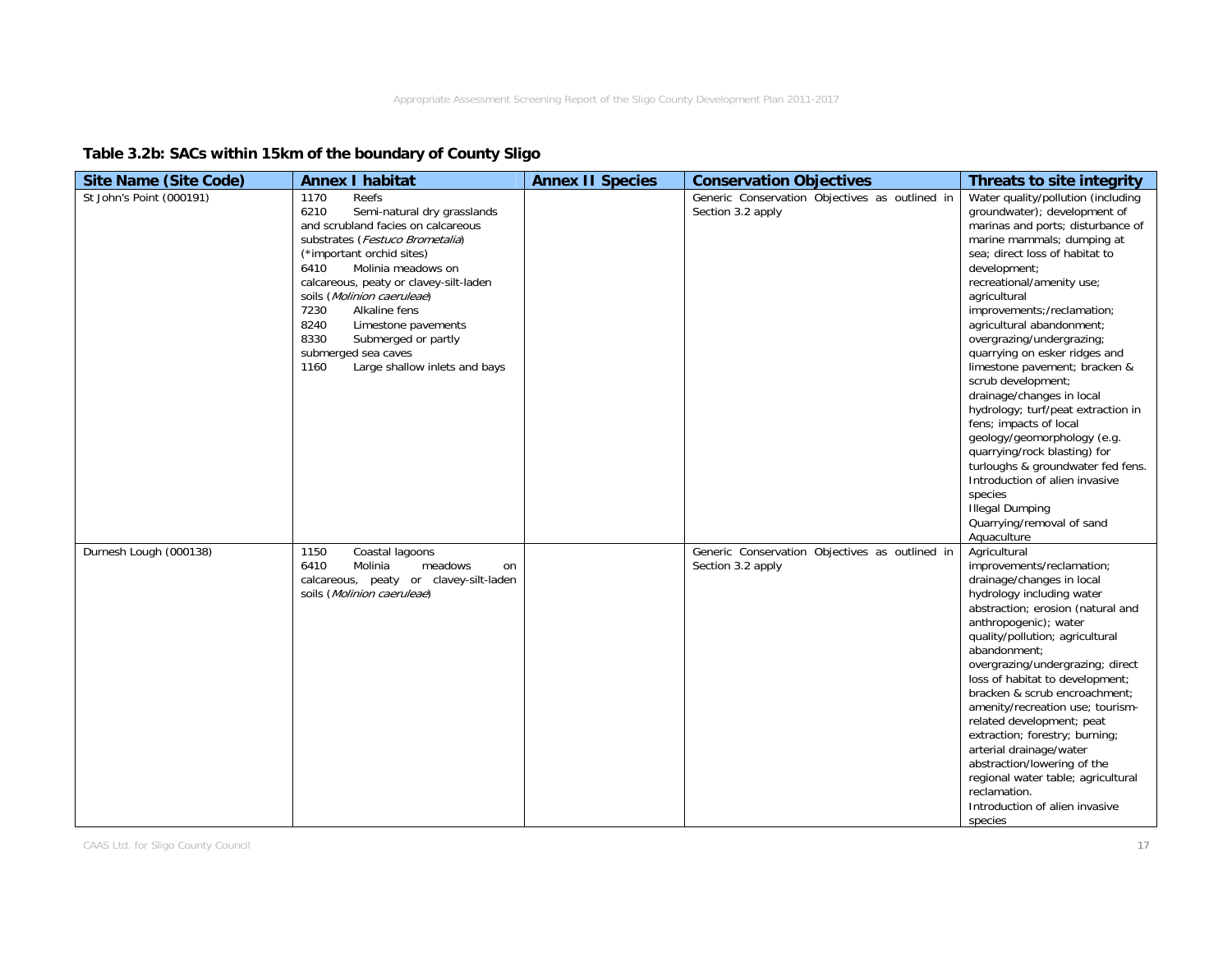**Table 3.2b: SACs within 15km of the boundary of County Sligo**

| Site Name (Site Code) | Annex I habitat | Annex II Species | Conservation Objectives | Threats to site integrity |
|---|---|---|---|---|
| St John's Point (000191) | 1170 Reefs<br>6210 Semi-natural dry grasslands and scrubland facies on calcareous substrates (*Festuco Brometalia*) (*important orchid sites)<br>6410 Molinia meadows on calcareous, peaty or clavey-silt-laden soils (*Molinion caeruleae*)<br>7230 Alkaline fens<br>8240 Limestone pavements<br>8330 Submerged or partly submerged sea caves<br>1160 Large shallow inlets and bays | | Generic Conservation Objectives as outlined in Section 3.2 apply | Water quality/pollution (including groundwater); development of marinas and ports; disturbance of marine mammals; dumping at sea; direct loss of habitat to development; recreational/amenity use; agricultural improvements;/reclamation; agricultural abandonment; overgrazing/undergrazing; quarrying on esker ridges and limestone pavement; bracken & scrub development; drainage/changes in local hydrology; turf/peat extraction in fens; impacts of local geology/geomorphology (e.g. quarrying/rock blasting) for turloughs & groundwater fed fens. Introduction of alien invasive species<br>Illegal Dumping<br>Quarrying/removal of sand<br>Aquaculture |
| Durnesh Lough (000138) | 1150 Coastal lagoons<br>6410 Molinia meadows on calcareous, peaty or clavey-silt-laden soils (*Molinion caeruleae*) | | Generic Conservation Objectives as outlined in Section 3.2 apply | Agricultural improvements/reclamation; drainage/changes in local hydrology including water abstraction; erosion (natural and anthropogenic); water quality/pollution; agricultural abandonment; overgrazing/undergrazing; direct loss of habitat to development; bracken & scrub encroachment; amenity/recreation use; tourism-related development; peat extraction; forestry; burning; arterial drainage/water abstraction/lowering of the regional water table; agricultural reclamation.<br>Introduction of alien invasive species |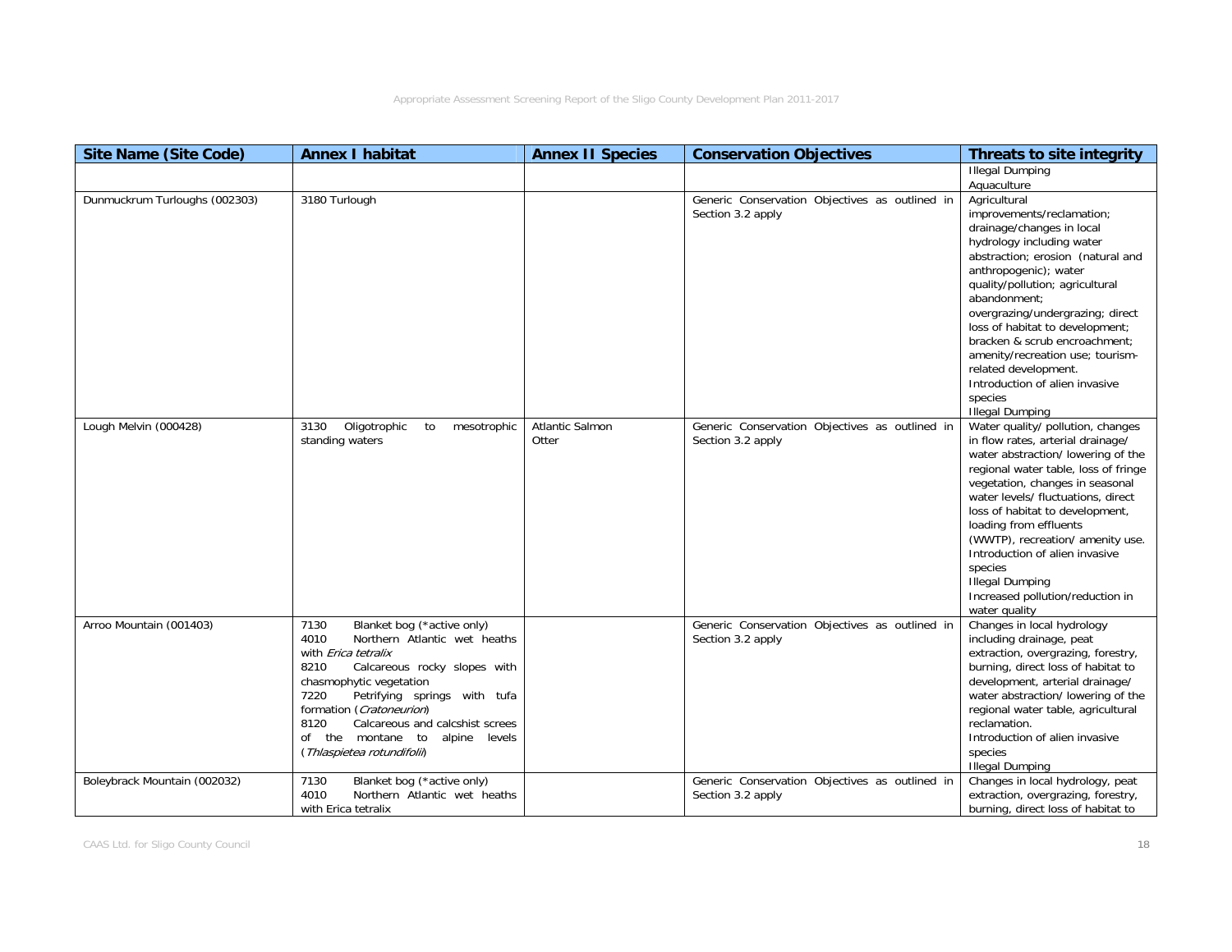| Site Name (Site Code) | Annex I habitat | Annex II Species | Conservation Objectives | Threats to site integrity |
|---|---|---|---|---|
| | | | | Illegal Dumping<br>Aquaculture |
| Dunmuckrum Turloughs (002303) | 3180 Turlough | | Generic Conservation Objectives as outlined in Section 3.2 apply | Agricultural improvements/reclamation; drainage/changes in local hydrology including water abstraction; erosion (natural and anthropogenic); water quality/pollution; agricultural abandonment; overgrazing/undergrazing; direct loss of habitat to development; bracken & scrub encroachment; amenity/recreation use; tourism-related development.<br>Introduction of alien invasive species<br>Illegal Dumping |
| Lough Melvin (000428) | 3130 Oligotrophic to mesotrophic standing waters | Atlantic Salmon<br>Otter | Generic Conservation Objectives as outlined in Section 3.2 apply | Water quality/ pollution, changes in flow rates, arterial drainage/ water abstraction/ lowering of the regional water table, loss of fringe vegetation, changes in seasonal water levels/ fluctuations, direct loss of habitat to development, loading from effluents (WWTP), recreation/ amenity use.<br>Introduction of alien invasive species<br>Illegal Dumping<br>Increased pollution/reduction in water quality |
| Arroo Mountain (001403) | 7130 Blanket bog (*active only)<br>4010 Northern Atlantic wet heaths with *Erica tetralix*<br>8210 Calcareous rocky slopes with chasmophytic vegetation<br>7220 Petrifying springs with tufa formation (*Cratoneurion*)<br>8120 Calcareous and calcshist screes of the montane to alpine levels (*Thlaspietea rotundifolii*) | | Generic Conservation Objectives as outlined in Section 3.2 apply | Changes in local hydrology including drainage, peat extraction, overgrazing, forestry, burning, direct loss of habitat to development, arterial drainage/ water abstraction/ lowering of the regional water table, agricultural reclamation.<br>Introduction of alien invasive species<br>Illegal Dumping |
| Boleybrack Mountain (002032) | 7130 Blanket bog (*active only)<br>4010 Northern Atlantic wet heaths with Erica tetralix | | Generic Conservation Objectives as outlined in Section 3.2 apply | Changes in local hydrology, peat extraction, overgrazing, forestry, burning, direct loss of habitat to |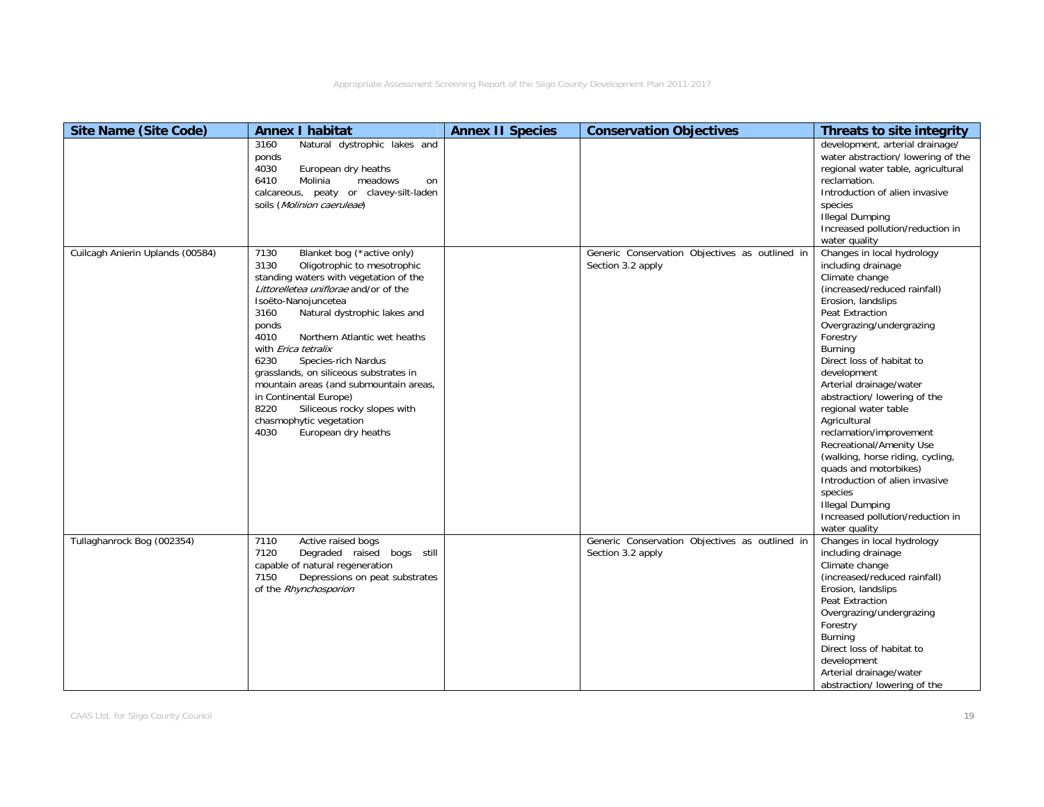| Site Name (Site Code) | Annex I habitat | Annex II Species | Conservation Objectives | Threats to site integrity |
|---|---|---|---|---|
| | 3160 Natural dystrophic lakes and ponds<br>4030 European dry heaths<br>6410 Molinia meadows on calcareous, peaty or clavey-silt-laden soils (*Molinion caeruleae*) | | | development, arterial drainage/ water abstraction/ lowering of the regional water table, agricultural reclamation.<br>Introduction of alien invasive species<br>Illegal Dumping<br>Increased pollution/reduction in water quality |
| Cuilcagh Anierin Uplands (00584) | 7130 Blanket bog (*active only)<br>3130 Oligotrophic to mesotrophic standing waters with vegetation of the *Littorelletea uniflorae* and/or of the Isoëto-Nanojuncetea<br>3160 Natural dystrophic lakes and ponds<br>4010 Northern Atlantic wet heaths with *Erica tetralix*<br>6230 Species-rich Nardus grasslands, on siliceous substrates in mountain areas (and submountain areas, in Continental Europe)<br>8220 Siliceous rocky slopes with chasmophytic vegetation<br>4030 European dry heaths | | Generic Conservation Objectives as outlined in Section 3.2 apply | Changes in local hydrology including drainage<br>Climate change (increased/reduced rainfall)<br>Erosion, landslips<br>Peat Extraction<br>Overgrazing/undergrazing<br>Forestry<br>Burning<br>Direct loss of habitat to development<br>Arterial drainage/water abstraction/ lowering of the regional water table<br>Agricultural reclamation/improvement<br>Recreational/Amenity Use (walking, horse riding, cycling, quads and motorbikes)<br>Introduction of alien invasive species<br>Illegal Dumping<br>Increased pollution/reduction in water quality |
| Tullaghanrock Bog (002354) | 7110 Active raised bogs<br>7120 Degraded raised bogs still capable of natural regeneration<br>7150 Depressions on peat substrates of the *Rhynchosporion* | | Generic Conservation Objectives as outlined in Section 3.2 apply | Changes in local hydrology including drainage<br>Climate change (increased/reduced rainfall)<br>Erosion, landslips<br>Peat Extraction<br>Overgrazing/undergrazing<br>Forestry<br>Burning<br>Direct loss of habitat to development<br>Arterial drainage/water abstraction/ lowering of the |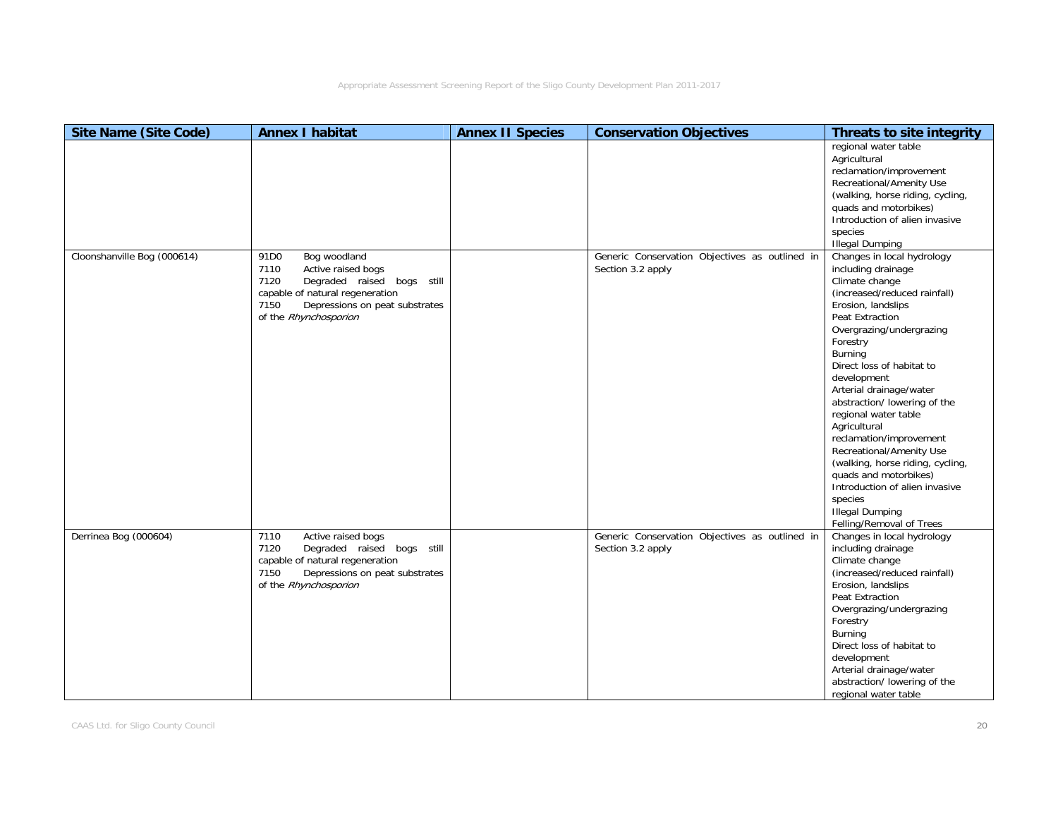| Site Name (Site Code) | Annex I habitat | Annex II Species | Conservation Objectives | Threats to site integrity |
|---|---|---|---|---|
| | | | | regional water table<br>Agricultural reclamation/improvement<br>Recreational/Amenity Use (walking, horse riding, cycling, quads and motorbikes)<br>Introduction of alien invasive species<br>Illegal Dumping |
| Cloonshanville Bog (000614) | 91D0 Bog woodland<br>7110 Active raised bogs<br>7120 Degraded raised bogs still capable of natural regeneration<br>7150 Depressions on peat substrates of the *Rhynchosporion* | | Generic Conservation Objectives as outlined in Section 3.2 apply | Changes in local hydrology including drainage<br>Climate change (increased/reduced rainfall)<br>Erosion, landslips<br>Peat Extraction<br>Overgrazing/undergrazing<br>Forestry<br>Burning<br>Direct loss of habitat to development<br>Arterial drainage/water abstraction/ lowering of the regional water table<br>Agricultural reclamation/improvement<br>Recreational/Amenity Use (walking, horse riding, cycling, quads and motorbikes)<br>Introduction of alien invasive species<br>Illegal Dumping<br>Felling/Removal of Trees |
| Derrinea Bog (000604) | 7110 Active raised bogs<br>7120 Degraded raised bogs still capable of natural regeneration<br>7150 Depressions on peat substrates of the *Rhynchosporion* | | Generic Conservation Objectives as outlined in Section 3.2 apply | Changes in local hydrology including drainage<br>Climate change (increased/reduced rainfall)<br>Erosion, landslips<br>Peat Extraction<br>Overgrazing/undergrazing<br>Forestry<br>Burning<br>Direct loss of habitat to development<br>Arterial drainage/water abstraction/ lowering of the regional water table |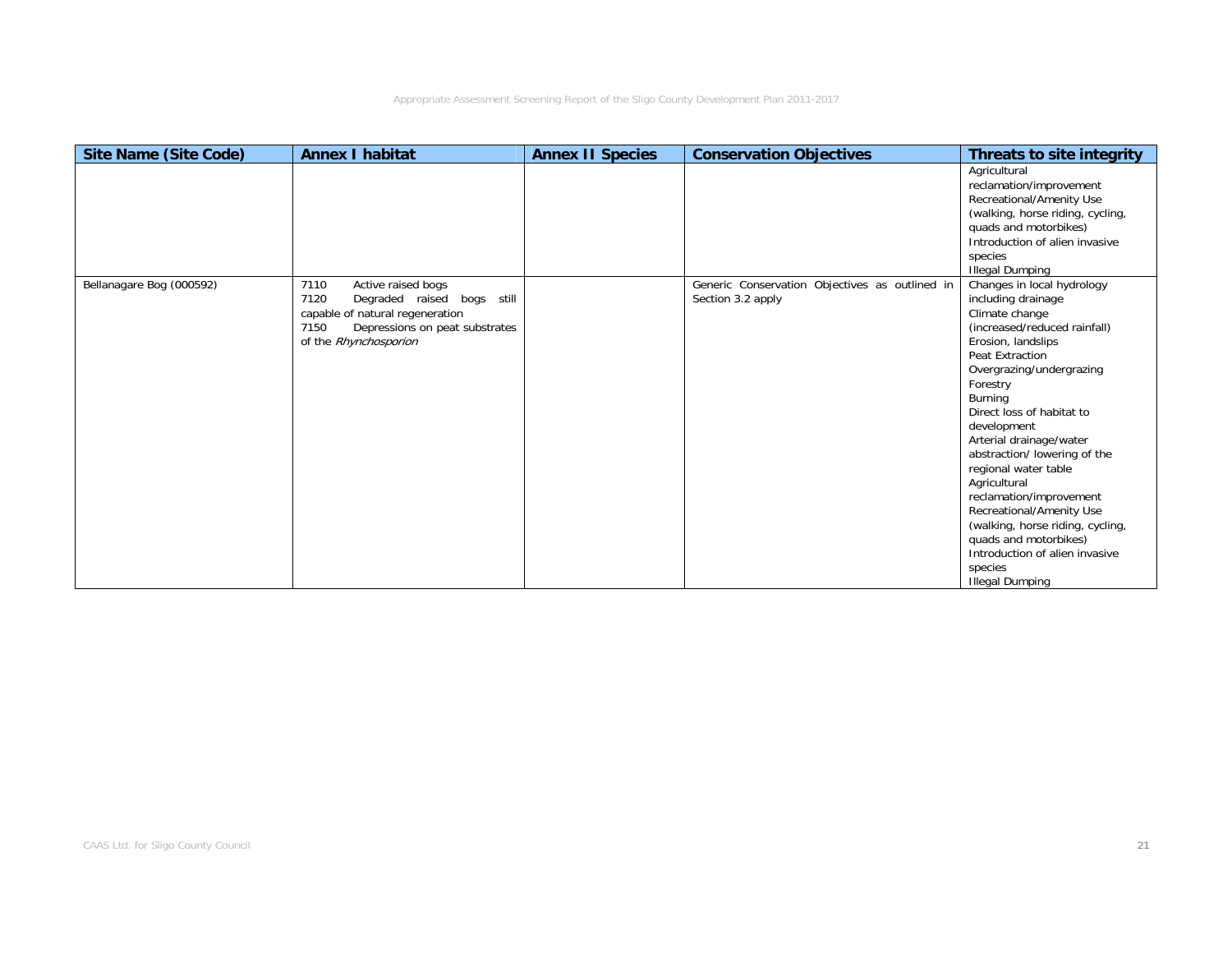| Site Name (Site Code) | Annex I habitat | Annex II Species | Conservation Objectives | Threats to site integrity |
|---|---|---|---|---|
| | | | | Agricultural reclamation/improvement<br>Recreational/Amenity Use (walking, horse riding, cycling, quads and motorbikes)<br>Introduction of alien invasive species<br>Illegal Dumping |
| Bellanagare Bog (000592) | 7110 Active raised bogs<br>7120 Degraded raised bogs still capable of natural regeneration<br>7150 Depressions on peat substrates of the *Rhynchosporion* | | Generic Conservation Objectives as outlined in Section 3.2 apply | Changes in local hydrology including drainage<br>Climate change (increased/reduced rainfall)<br>Erosion, landslips<br>Peat Extraction<br>Overgrazing/undergrazing<br>Forestry<br>Burning<br>Direct loss of habitat to development<br>Arterial drainage/water abstraction/ lowering of the regional water table<br>Agricultural reclamation/improvement<br>Recreational/Amenity Use (walking, horse riding, cycling, quads and motorbikes)<br>Introduction of alien invasive species<br>Illegal Dumping |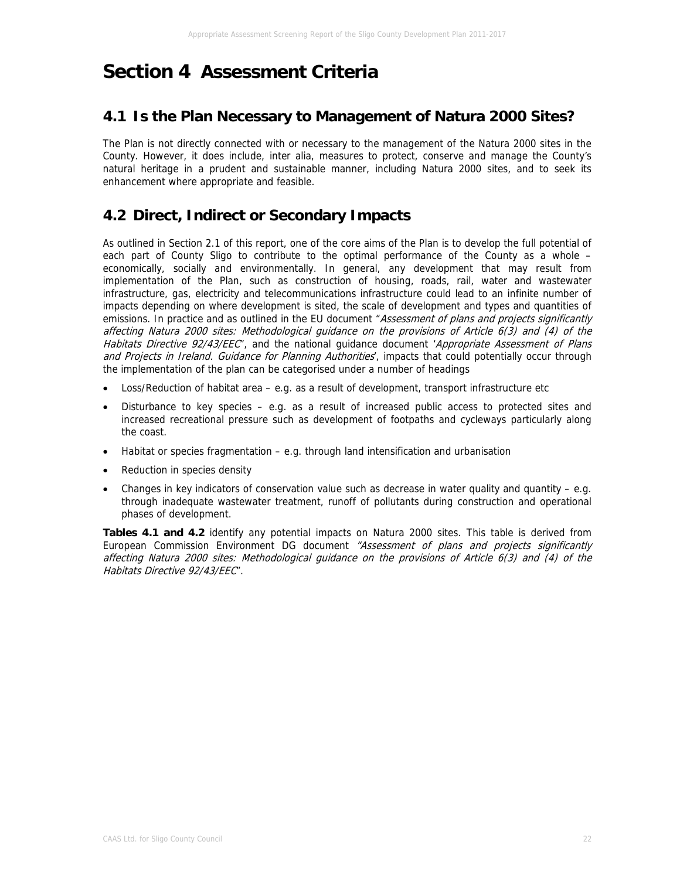# Section 4 Assessment Criteria

## 4.1 Is the Plan Necessary to Management of Natura 2000 Sites?

The Plan is not directly connected with or necessary to the management of the Natura 2000 sites in the County. However, it does include, inter alia, measures to protect, conserve and manage the County's natural heritage in a prudent and sustainable manner, including Natura 2000 sites, and to seek its enhancement where appropriate and feasible.

## 4.2 Direct, Indirect or Secondary Impacts

As outlined in Section 2.1 of this report, one of the core aims of the Plan is to develop the full potential of each part of County Sligo to contribute to the optimal performance of the County as a whole – economically, socially and environmentally. In general, any development that may result from implementation of the Plan, such as construction of housing, roads, rail, water and wastewater infrastructure, gas, electricity and telecommunications infrastructure could lead to an infinite number of impacts depending on where development is sited, the scale of development and types and quantities of emissions. In practice and as outlined in the EU document "*Assessment of plans and projects significantly affecting Natura 2000 sites: Methodological guidance on the provisions of Article 6(3) and (4) of the Habitats Directive 92/43/EEC*", and the national guidance document '*Appropriate Assessment of Plans and Projects in Ireland. Guidance for Planning Authorities*', impacts that could potentially occur through the implementation of the plan can be categorised under a number of headings

- Loss/Reduction of habitat area – e.g. as a result of development, transport infrastructure etc
- Disturbance to key species – e.g. as a result of increased public access to protected sites and increased recreational pressure such as development of footpaths and cycleways particularly along the coast.
- Habitat or species fragmentation – e.g. through land intensification and urbanisation
- Reduction in species density
- Changes in key indicators of conservation value such as decrease in water quality and quantity – e.g. through inadequate wastewater treatment, runoff of pollutants during construction and operational phases of development.

**Tables 4.1 and 4.2** identify any potential impacts on Natura 2000 sites. This table is derived from European Commission Environment DG document *"Assessment of plans and projects significantly affecting Natura 2000 sites: Methodological guidance on the provisions of Article 6(3) and (4) of the Habitats Directive 92/43/EEC*".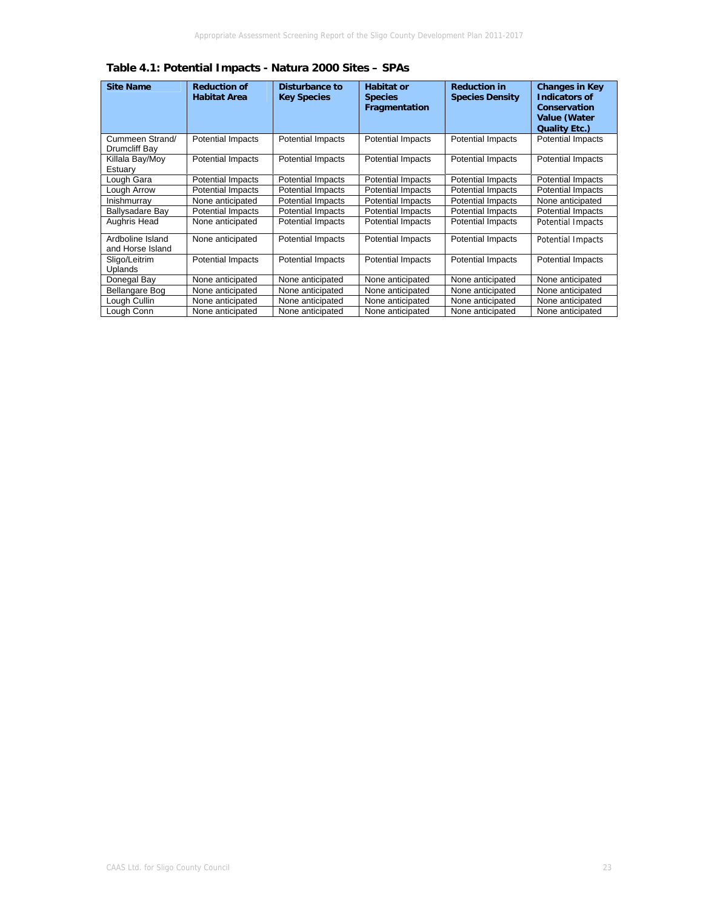**Table 4.1: Potential Impacts - Natura 2000 Sites – SPAs**

| Site Name | Reduction of Habitat Area | Disturbance to Key Species | Habitat or Species Fragmentation | Reduction in Species Density | Changes in Key Indicators of Conservation Value (Water Quality Etc.) |
|---|---|---|---|---|---|
| Cummeen Strand/ Drumcliff Bay | Potential Impacts | Potential Impacts | Potential Impacts | Potential Impacts | Potential Impacts |
| Killala Bay/Moy Estuary | Potential Impacts | Potential Impacts | Potential Impacts | Potential Impacts | Potential Impacts |
| Lough Gara | Potential Impacts | Potential Impacts | Potential Impacts | Potential Impacts | Potential Impacts |
| Lough Arrow | Potential Impacts | Potential Impacts | Potential Impacts | Potential Impacts | Potential Impacts |
| Inishmurray | None anticipated | Potential Impacts | Potential Impacts | Potential Impacts | None anticipated |
| Ballysadare Bay | Potential Impacts | Potential Impacts | Potential Impacts | Potential Impacts | Potential Impacts |
| Aughris Head | None anticipated | Potential Impacts | Potential Impacts | Potential Impacts | Potential Impacts |
| Ardboline Island and Horse Island | None anticipated | Potential Impacts | Potential Impacts | Potential Impacts | Potential Impacts |
| Sligo/Leitrim Uplands | Potential Impacts | Potential Impacts | Potential Impacts | Potential Impacts | Potential Impacts |
| Donegal Bay | None anticipated | None anticipated | None anticipated | None anticipated | None anticipated |
| Bellangare Bog | None anticipated | None anticipated | None anticipated | None anticipated | None anticipated |
| Lough Cullin | None anticipated | None anticipated | None anticipated | None anticipated | None anticipated |
| Lough Conn | None anticipated | None anticipated | None anticipated | None anticipated | None anticipated |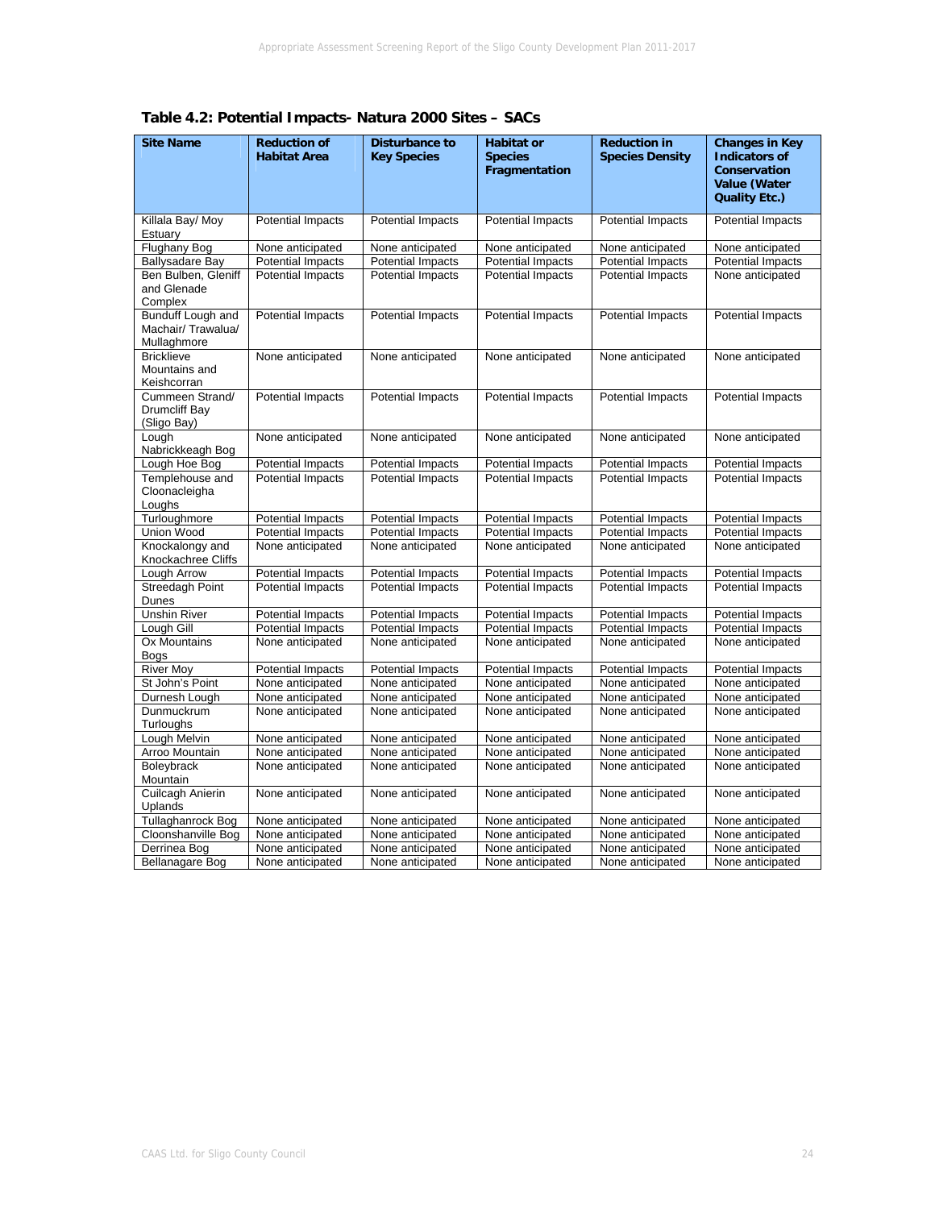**Table 4.2: Potential Impacts- Natura 2000 Sites – SACs**

| Site Name | Reduction of Habitat Area | Disturbance to Key Species | Habitat or Species Fragmentation | Reduction in Species Density | Changes in Key Indicators of Conservation Value (Water Quality Etc.) |
|---|---|---|---|---|---|
| Killala Bay/ Moy Estuary | Potential Impacts | Potential Impacts | Potential Impacts | Potential Impacts | Potential Impacts |
| Flughany Bog | None anticipated | None anticipated | None anticipated | None anticipated | None anticipated |
| Ballysadare Bay | Potential Impacts | Potential Impacts | Potential Impacts | Potential Impacts | Potential Impacts |
| Ben Bulben, Gleniff and Glenade Complex | Potential Impacts | Potential Impacts | Potential Impacts | Potential Impacts | None anticipated |
| Bunduff Lough and Machair/ Trawalua/ Mullaghmore | Potential Impacts | Potential Impacts | Potential Impacts | Potential Impacts | Potential Impacts |
| Bricklieve Mountains and Keishcorran | None anticipated | None anticipated | None anticipated | None anticipated | None anticipated |
| Cummeen Strand/ Drumcliff Bay (Sligo Bay) | Potential Impacts | Potential Impacts | Potential Impacts | Potential Impacts | Potential Impacts |
| Lough Nabrickkeagh Bog | None anticipated | None anticipated | None anticipated | None anticipated | None anticipated |
| Lough Hoe Bog | Potential Impacts | Potential Impacts | Potential Impacts | Potential Impacts | Potential Impacts |
| Templehouse and Cloonacleigha Loughs | Potential Impacts | Potential Impacts | Potential Impacts | Potential Impacts | Potential Impacts |
| Turloughmore | Potential Impacts | Potential Impacts | Potential Impacts | Potential Impacts | Potential Impacts |
| Union Wood | Potential Impacts | Potential Impacts | Potential Impacts | Potential Impacts | Potential Impacts |
| Knockalongy and Knockachree Cliffs | None anticipated | None anticipated | None anticipated | None anticipated | None anticipated |
| Lough Arrow | Potential Impacts | Potential Impacts | Potential Impacts | Potential Impacts | Potential Impacts |
| Streedagh Point Dunes | Potential Impacts | Potential Impacts | Potential Impacts | Potential Impacts | Potential Impacts |
| Unshin River | Potential Impacts | Potential Impacts | Potential Impacts | Potential Impacts | Potential Impacts |
| Lough Gill | Potential Impacts | Potential Impacts | Potential Impacts | Potential Impacts | Potential Impacts |
| Ox Mountains Bogs | None anticipated | None anticipated | None anticipated | None anticipated | None anticipated |
| River Moy | Potential Impacts | Potential Impacts | Potential Impacts | Potential Impacts | Potential Impacts |
| St John's Point | None anticipated | None anticipated | None anticipated | None anticipated | None anticipated |
| Durnesh Lough | None anticipated | None anticipated | None anticipated | None anticipated | None anticipated |
| Dunmuckrum Turloughs | None anticipated | None anticipated | None anticipated | None anticipated | None anticipated |
| Lough Melvin | None anticipated | None anticipated | None anticipated | None anticipated | None anticipated |
| Arroo Mountain | None anticipated | None anticipated | None anticipated | None anticipated | None anticipated |
| Boleybrack Mountain | None anticipated | None anticipated | None anticipated | None anticipated | None anticipated |
| Cuilcagh Anierin Uplands | None anticipated | None anticipated | None anticipated | None anticipated | None anticipated |
| Tullaghanrock Bog | None anticipated | None anticipated | None anticipated | None anticipated | None anticipated |
| Cloonshanville Bog | None anticipated | None anticipated | None anticipated | None anticipated | None anticipated |
| Derrinea Bog | None anticipated | None anticipated | None anticipated | None anticipated | None anticipated |
| Bellanagare Bog | None anticipated | None anticipated | None anticipated | None anticipated | None anticipated |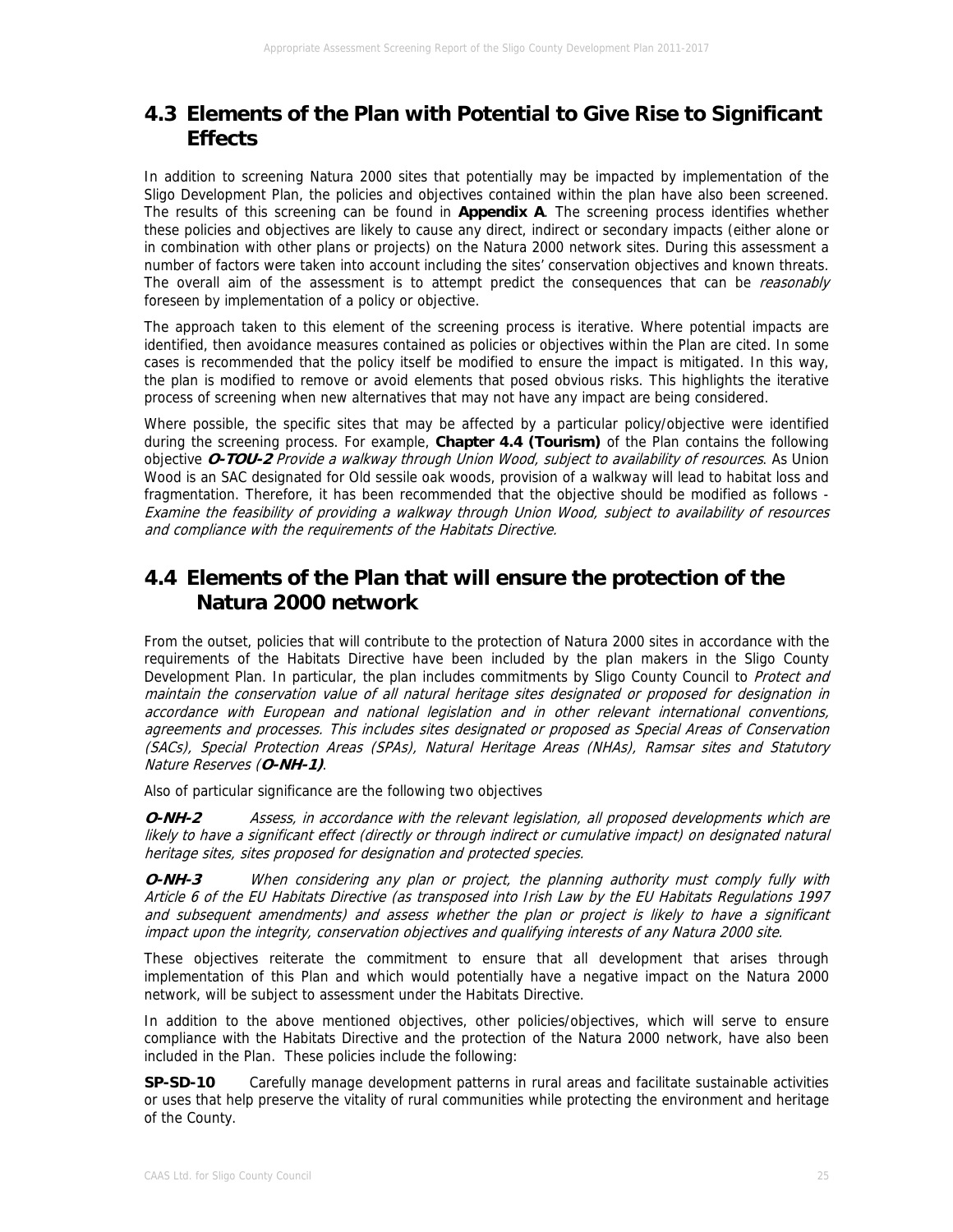## 4.3 Elements of the Plan with Potential to Give Rise to Significant Effects

In addition to screening Natura 2000 sites that potentially may be impacted by implementation of the Sligo Development Plan, the policies and objectives contained within the plan have also been screened. The results of this screening can be found in **Appendix A**. The screening process identifies whether these policies and objectives are likely to cause any direct, indirect or secondary impacts (either alone or in combination with other plans or projects) on the Natura 2000 network sites. During this assessment a number of factors were taken into account including the sites' conservation objectives and known threats. The overall aim of the assessment is to attempt predict the consequences that can be *reasonably* foreseen by implementation of a policy or objective.

The approach taken to this element of the screening process is iterative. Where potential impacts are identified, then avoidance measures contained as policies or objectives within the Plan are cited. In some cases is recommended that the policy itself be modified to ensure the impact is mitigated. In this way, the plan is modified to remove or avoid elements that posed obvious risks. This highlights the iterative process of screening when new alternatives that may not have any impact are being considered.

Where possible, the specific sites that may be affected by a particular policy/objective were identified during the screening process. For example, **Chapter 4.4 (Tourism)** of the Plan contains the following objective ***O-TOU-2*** *Provide a walkway through Union Wood, subject to availability of resources*. As Union Wood is an SAC designated for Old sessile oak woods, provision of a walkway will lead to habitat loss and fragmentation. Therefore, it has been recommended that the objective should be modified as follows - *Examine the feasibility of providing a walkway through Union Wood, subject to availability of resources and compliance with the requirements of the Habitats Directive.*

## 4.4 Elements of the Plan that will ensure the protection of the Natura 2000 network

From the outset, policies that will contribute to the protection of Natura 2000 sites in accordance with the requirements of the Habitats Directive have been included by the plan makers in the Sligo County Development Plan. In particular, the plan includes commitments by Sligo County Council to *Protect and maintain the conservation value of all natural heritage sites designated or proposed for designation in accordance with European and national legislation and in other relevant international conventions, agreements and processes. This includes sites designated or proposed as Special Areas of Conservation (SACs), Special Protection Areas (SPAs), Natural Heritage Areas (NHAs), Ramsar sites and Statutory Nature Reserves (**O-NH-1)***.

Also of particular significance are the following two objectives

***O-NH-2*** *Assess, in accordance with the relevant legislation, all proposed developments which are likely to have a significant effect (directly or through indirect or cumulative impact) on designated natural heritage sites, sites proposed for designation and protected species.*

***O-NH-3*** *When considering any plan or project, the planning authority must comply fully with Article 6 of the EU Habitats Directive (as transposed into Irish Law by the EU Habitats Regulations 1997 and subsequent amendments) and assess whether the plan or project is likely to have a significant impact upon the integrity, conservation objectives and qualifying interests of any Natura 2000 site.*

These objectives reiterate the commitment to ensure that all development that arises through implementation of this Plan and which would potentially have a negative impact on the Natura 2000 network, will be subject to assessment under the Habitats Directive.

In addition to the above mentioned objectives, other policies/objectives, which will serve to ensure compliance with the Habitats Directive and the protection of the Natura 2000 network, have also been included in the Plan. These policies include the following:

**SP-SD-10** Carefully manage development patterns in rural areas and facilitate sustainable activities or uses that help preserve the vitality of rural communities while protecting the environment and heritage of the County.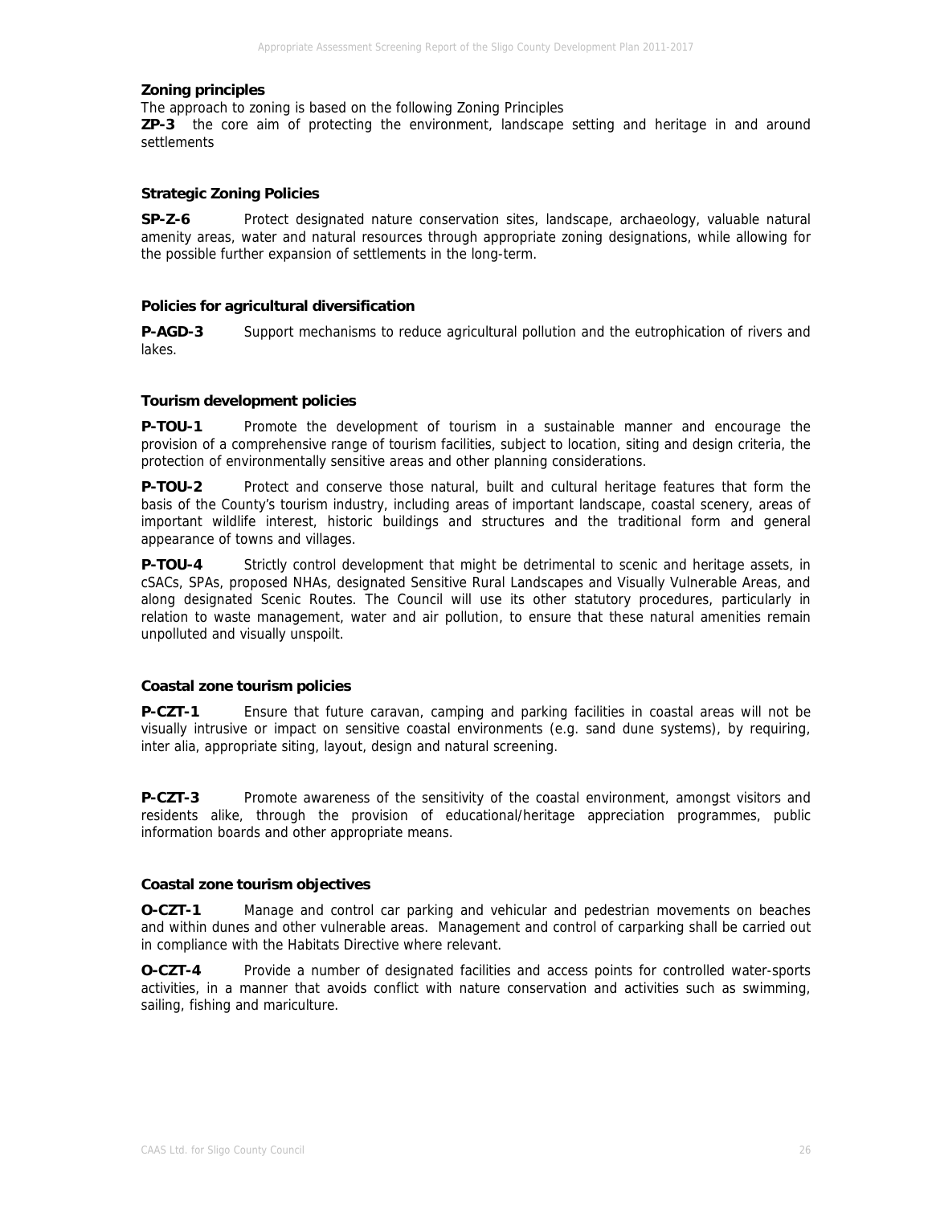**Zoning principles**

The approach to zoning is based on the following Zoning Principles

**ZP-3** the core aim of protecting the environment, landscape setting and heritage in and around settlements

**Strategic Zoning Policies**

**SP-Z-6** Protect designated nature conservation sites, landscape, archaeology, valuable natural amenity areas, water and natural resources through appropriate zoning designations, while allowing for the possible further expansion of settlements in the long-term.

**Policies for agricultural diversification**

**P-AGD-3** Support mechanisms to reduce agricultural pollution and the eutrophication of rivers and lakes.

**Tourism development policies**

**P-TOU-1** Promote the development of tourism in a sustainable manner and encourage the provision of a comprehensive range of tourism facilities, subject to location, siting and design criteria, the protection of environmentally sensitive areas and other planning considerations.

**P-TOU-2** Protect and conserve those natural, built and cultural heritage features that form the basis of the County's tourism industry, including areas of important landscape, coastal scenery, areas of important wildlife interest, historic buildings and structures and the traditional form and general appearance of towns and villages.

**P-TOU-4** Strictly control development that might be detrimental to scenic and heritage assets, in cSACs, SPAs, proposed NHAs, designated Sensitive Rural Landscapes and Visually Vulnerable Areas, and along designated Scenic Routes. The Council will use its other statutory procedures, particularly in relation to waste management, water and air pollution, to ensure that these natural amenities remain unpolluted and visually unspoilt.

**Coastal zone tourism policies**

**P-CZT-1** Ensure that future caravan, camping and parking facilities in coastal areas will not be visually intrusive or impact on sensitive coastal environments (e.g. sand dune systems), by requiring, inter alia, appropriate siting, layout, design and natural screening.

**P-CZT-3** Promote awareness of the sensitivity of the coastal environment, amongst visitors and residents alike, through the provision of educational/heritage appreciation programmes, public information boards and other appropriate means.

**Coastal zone tourism objectives**

**O-CZT-1** Manage and control car parking and vehicular and pedestrian movements on beaches and within dunes and other vulnerable areas. Management and control of carparking shall be carried out in compliance with the Habitats Directive where relevant.

**O-CZT-4** Provide a number of designated facilities and access points for controlled water-sports activities, in a manner that avoids conflict with nature conservation and activities such as swimming, sailing, fishing and mariculture.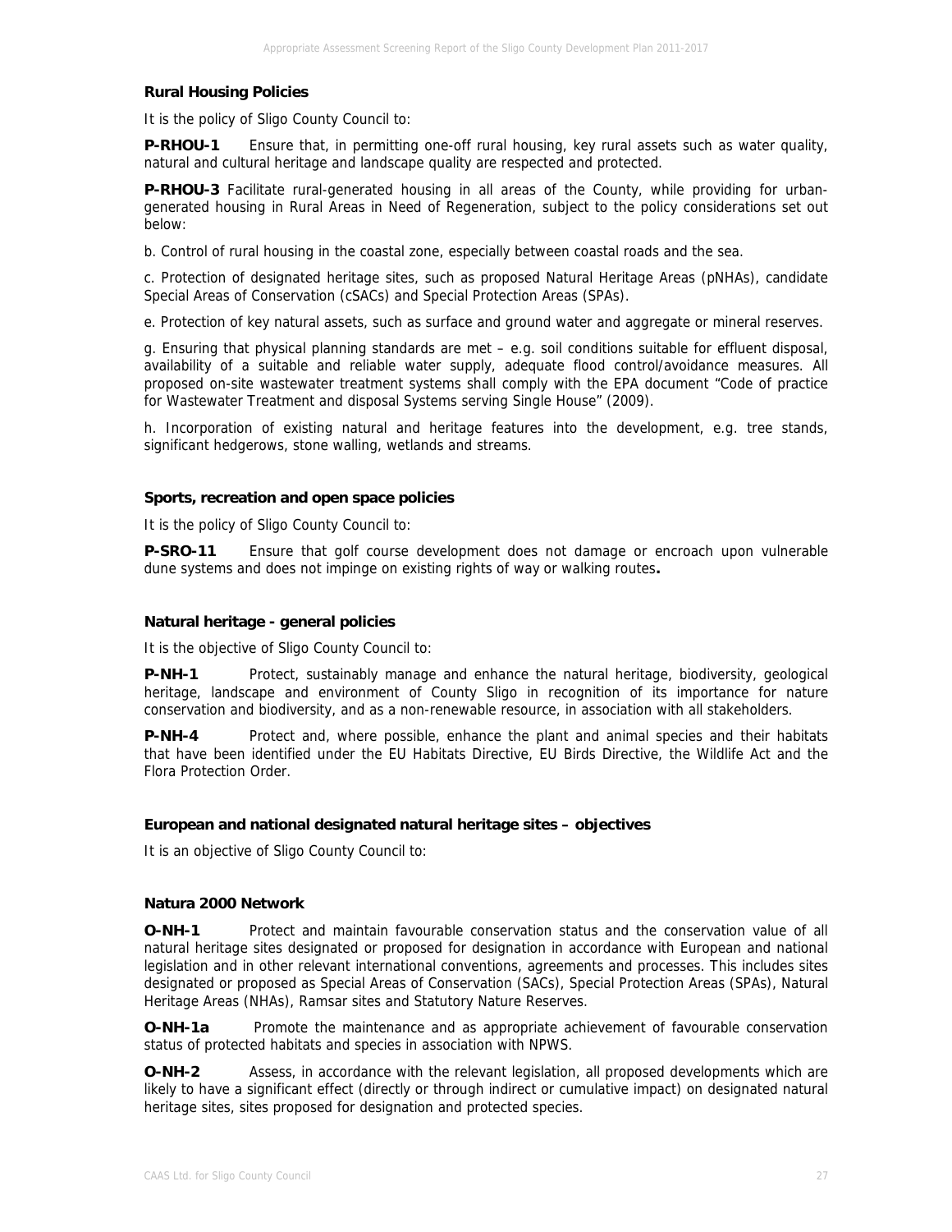### Rural Housing Policies

It is the policy of Sligo County Council to:

**P-RHOU-1** Ensure that, in permitting one-off rural housing, key rural assets such as water quality, natural and cultural heritage and landscape quality are respected and protected.

**P-RHOU-3** Facilitate rural-generated housing in all areas of the County, while providing for urban-generated housing in Rural Areas in Need of Regeneration, subject to the policy considerations set out below:

b. Control of rural housing in the coastal zone, especially between coastal roads and the sea.

c. Protection of designated heritage sites, such as proposed Natural Heritage Areas (pNHAs), candidate Special Areas of Conservation (cSACs) and Special Protection Areas (SPAs).

e. Protection of key natural assets, such as surface and ground water and aggregate or mineral reserves.

g. Ensuring that physical planning standards are met – e.g. soil conditions suitable for effluent disposal, availability of a suitable and reliable water supply, adequate flood control/avoidance measures. All proposed on-site wastewater treatment systems shall comply with the EPA document "Code of practice for Wastewater Treatment and disposal Systems serving Single House" (2009).

h. Incorporation of existing natural and heritage features into the development, e.g. tree stands, significant hedgerows, stone walling, wetlands and streams.

### Sports, recreation and open space policies

It is the policy of Sligo County Council to:

**P-SRO-11** Ensure that golf course development does not damage or encroach upon vulnerable dune systems and does not impinge on existing rights of way or walking routes**.**

### Natural heritage - general policies

It is the objective of Sligo County Council to:

**P-NH-1** Protect, sustainably manage and enhance the natural heritage, biodiversity, geological heritage, landscape and environment of County Sligo in recognition of its importance for nature conservation and biodiversity, and as a non-renewable resource, in association with all stakeholders.

**P-NH-4** Protect and, where possible, enhance the plant and animal species and their habitats that have been identified under the EU Habitats Directive, EU Birds Directive, the Wildlife Act and the Flora Protection Order.

### European and national designated natural heritage sites – objectives

It is an objective of Sligo County Council to:

### Natura 2000 Network

**O-NH-1** Protect and maintain favourable conservation status and the conservation value of all natural heritage sites designated or proposed for designation in accordance with European and national legislation and in other relevant international conventions, agreements and processes. This includes sites designated or proposed as Special Areas of Conservation (SACs), Special Protection Areas (SPAs), Natural Heritage Areas (NHAs), Ramsar sites and Statutory Nature Reserves.

**O-NH-1a** Promote the maintenance and as appropriate achievement of favourable conservation status of protected habitats and species in association with NPWS.

**O-NH-2** Assess, in accordance with the relevant legislation, all proposed developments which are likely to have a significant effect (directly or through indirect or cumulative impact) on designated natural heritage sites, sites proposed for designation and protected species.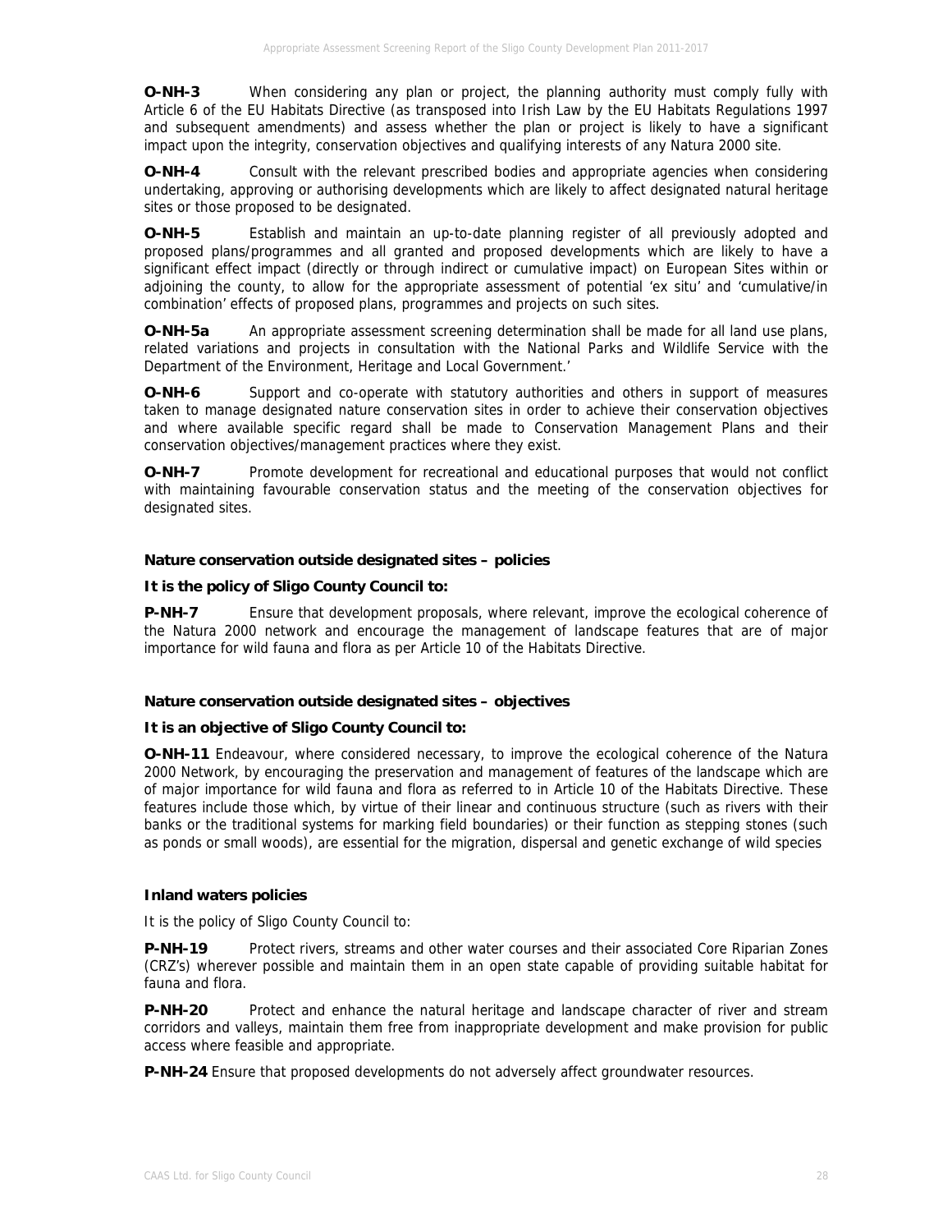**O-NH-3** When considering any plan or project, the planning authority must comply fully with Article 6 of the EU Habitats Directive (as transposed into Irish Law by the EU Habitats Regulations 1997 and subsequent amendments) and assess whether the plan or project is likely to have a significant impact upon the integrity, conservation objectives and qualifying interests of any Natura 2000 site.

**O-NH-4** Consult with the relevant prescribed bodies and appropriate agencies when considering undertaking, approving or authorising developments which are likely to affect designated natural heritage sites or those proposed to be designated.

**O-NH-5** Establish and maintain an up-to-date planning register of all previously adopted and proposed plans/programmes and all granted and proposed developments which are likely to have a significant effect impact (directly or through indirect or cumulative impact) on European Sites within or adjoining the county, to allow for the appropriate assessment of potential 'ex situ' and 'cumulative/in combination' effects of proposed plans, programmes and projects on such sites.

**O-NH-5a** An appropriate assessment screening determination shall be made for all land use plans, related variations and projects in consultation with the National Parks and Wildlife Service with the Department of the Environment, Heritage and Local Government.'

**O-NH-6** Support and co-operate with statutory authorities and others in support of measures taken to manage designated nature conservation sites in order to achieve their conservation objectives and where available specific regard shall be made to Conservation Management Plans and their conservation objectives/management practices where they exist.

**O-NH-7** Promote development for recreational and educational purposes that would not conflict with maintaining favourable conservation status and the meeting of the conservation objectives for designated sites.

**Nature conservation outside designated sites – policies**

**It is the policy of Sligo County Council to:**

**P-NH-7** Ensure that development proposals, where relevant, improve the ecological coherence of the Natura 2000 network and encourage the management of landscape features that are of major importance for wild fauna and flora as per Article 10 of the Habitats Directive.

**Nature conservation outside designated sites – objectives**

**It is an objective of Sligo County Council to:**

**O-NH-11** Endeavour, where considered necessary, to improve the ecological coherence of the Natura 2000 Network, by encouraging the preservation and management of features of the landscape which are of major importance for wild fauna and flora as referred to in Article 10 of the Habitats Directive. These features include those which, by virtue of their linear and continuous structure (such as rivers with their banks or the traditional systems for marking field boundaries) or their function as stepping stones (such as ponds or small woods), are essential for the migration, dispersal and genetic exchange of wild species

**Inland waters policies**

It is the policy of Sligo County Council to:

**P-NH-19** Protect rivers, streams and other water courses and their associated Core Riparian Zones (CRZ's) wherever possible and maintain them in an open state capable of providing suitable habitat for fauna and flora.

**P-NH-20** Protect and enhance the natural heritage and landscape character of river and stream corridors and valleys, maintain them free from inappropriate development and make provision for public access where feasible and appropriate.

**P-NH-24** Ensure that proposed developments do not adversely affect groundwater resources.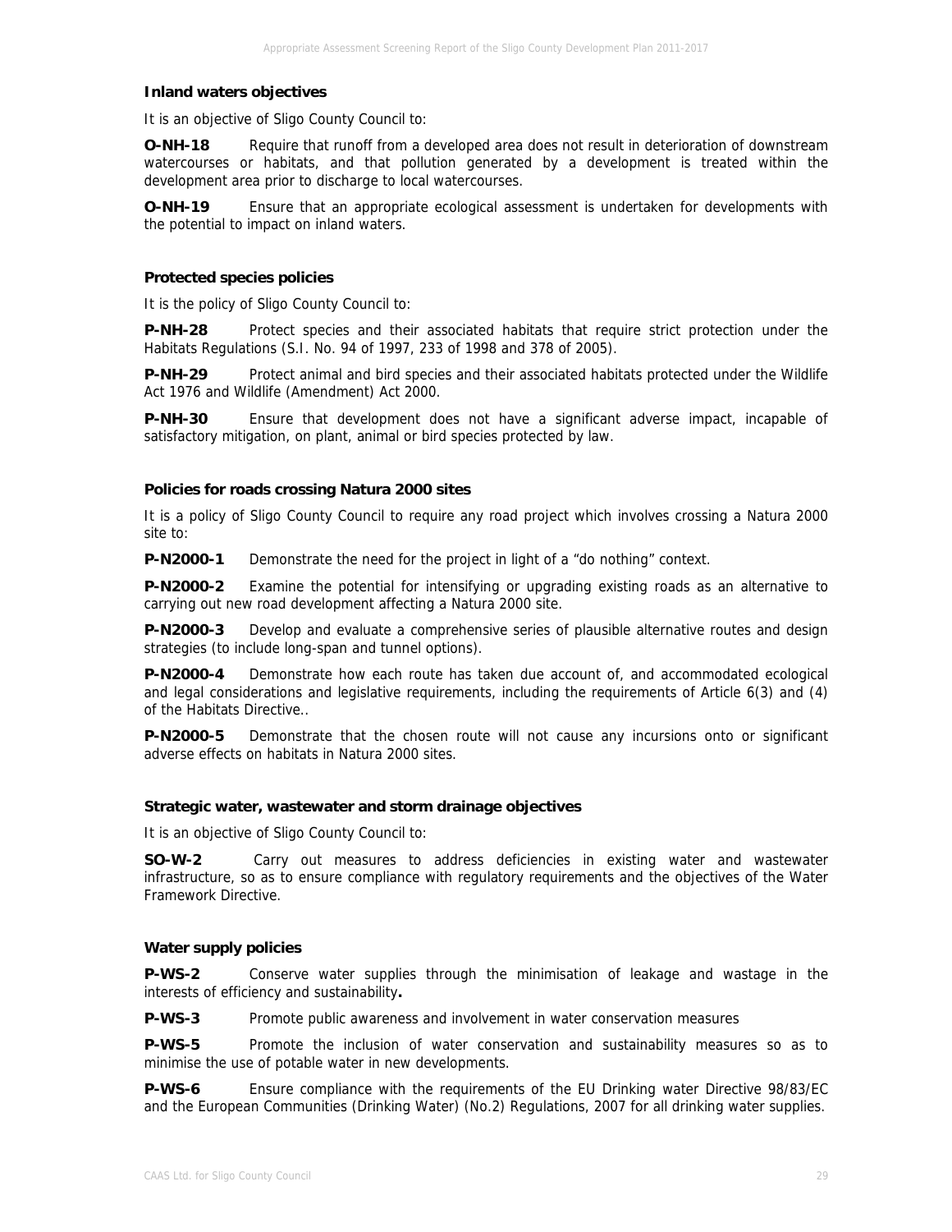**Inland waters objectives**

It is an objective of Sligo County Council to:

**O-NH-18** Require that runoff from a developed area does not result in deterioration of downstream watercourses or habitats, and that pollution generated by a development is treated within the development area prior to discharge to local watercourses.

**O-NH-19** Ensure that an appropriate ecological assessment is undertaken for developments with the potential to impact on inland waters.

**Protected species policies**

It is the policy of Sligo County Council to:

**P-NH-28** Protect species and their associated habitats that require strict protection under the Habitats Regulations (S.I. No. 94 of 1997, 233 of 1998 and 378 of 2005).

**P-NH-29** Protect animal and bird species and their associated habitats protected under the Wildlife Act 1976 and Wildlife (Amendment) Act 2000.

**P-NH-30** Ensure that development does not have a significant adverse impact, incapable of satisfactory mitigation, on plant, animal or bird species protected by law.

**Policies for roads crossing Natura 2000 sites**

It is a policy of Sligo County Council to require any road project which involves crossing a Natura 2000 site to:

**P-N2000-1** Demonstrate the need for the project in light of a "do nothing" context.

**P-N2000-2** Examine the potential for intensifying or upgrading existing roads as an alternative to carrying out new road development affecting a Natura 2000 site.

**P-N2000-3** Develop and evaluate a comprehensive series of plausible alternative routes and design strategies (to include long-span and tunnel options).

**P-N2000-4** Demonstrate how each route has taken due account of, and accommodated ecological and legal considerations and legislative requirements, including the requirements of Article 6(3) and (4) of the Habitats Directive..

**P-N2000-5** Demonstrate that the chosen route will not cause any incursions onto or significant adverse effects on habitats in Natura 2000 sites.

**Strategic water, wastewater and storm drainage objectives**

It is an objective of Sligo County Council to:

**SO-W-2** Carry out measures to address deficiencies in existing water and wastewater infrastructure, so as to ensure compliance with regulatory requirements and the objectives of the Water Framework Directive.

**Water supply policies**

**P-WS-2** Conserve water supplies through the minimisation of leakage and wastage in the interests of efficiency and sustainability**.**

**P-WS-3** Promote public awareness and involvement in water conservation measures

**P-WS-5** Promote the inclusion of water conservation and sustainability measures so as to minimise the use of potable water in new developments.

**P-WS-6** Ensure compliance with the requirements of the EU Drinking water Directive 98/83/EC and the European Communities (Drinking Water) (No.2) Regulations, 2007 for all drinking water supplies.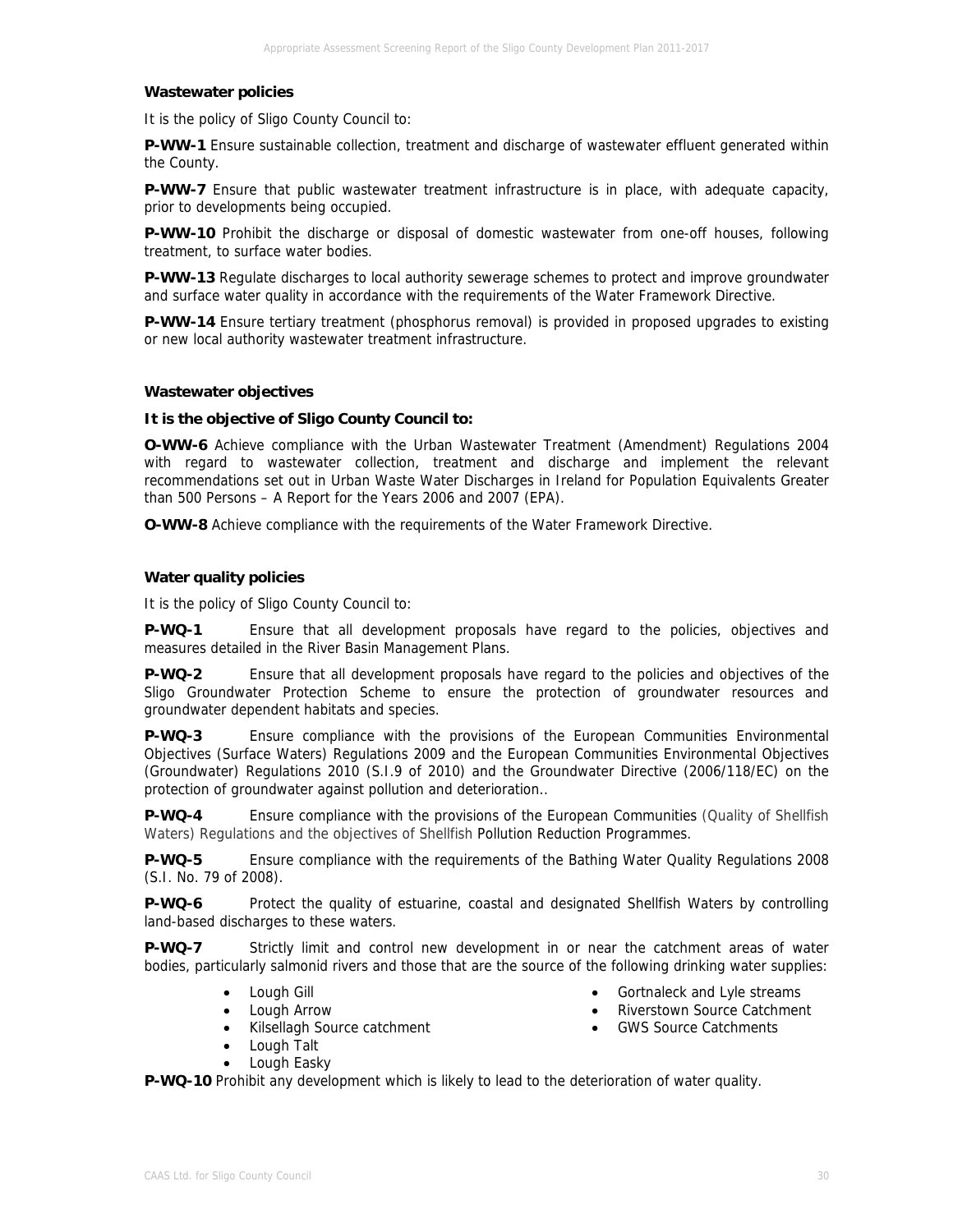**Wastewater policies**

It is the policy of Sligo County Council to:

**P-WW-1** Ensure sustainable collection, treatment and discharge of wastewater effluent generated within the County.

**P-WW-7** Ensure that public wastewater treatment infrastructure is in place, with adequate capacity, prior to developments being occupied.

**P-WW-10** Prohibit the discharge or disposal of domestic wastewater from one-off houses, following treatment, to surface water bodies.

**P-WW-13** Regulate discharges to local authority sewerage schemes to protect and improve groundwater and surface water quality in accordance with the requirements of the Water Framework Directive.

**P-WW-14** Ensure tertiary treatment (phosphorus removal) is provided in proposed upgrades to existing or new local authority wastewater treatment infrastructure.

**Wastewater objectives**

**It is the objective of Sligo County Council to:**

**O-WW-6** Achieve compliance with the Urban Wastewater Treatment (Amendment) Regulations 2004 with regard to wastewater collection, treatment and discharge and implement the relevant recommendations set out in Urban Waste Water Discharges in Ireland for Population Equivalents Greater than 500 Persons – A Report for the Years 2006 and 2007 (EPA).

**O-WW-8** Achieve compliance with the requirements of the Water Framework Directive.

**Water quality policies**

It is the policy of Sligo County Council to:

**P-WQ-1** Ensure that all development proposals have regard to the policies, objectives and measures detailed in the River Basin Management Plans.

**P-WQ-2** Ensure that all development proposals have regard to the policies and objectives of the Sligo Groundwater Protection Scheme to ensure the protection of groundwater resources and groundwater dependent habitats and species.

**P-WQ-3** Ensure compliance with the provisions of the European Communities Environmental Objectives (Surface Waters) Regulations 2009 and the European Communities Environmental Objectives (Groundwater) Regulations 2010 (S.I.9 of 2010) and the Groundwater Directive (2006/118/EC) on the protection of groundwater against pollution and deterioration..

**P-WQ-4** Ensure compliance with the provisions of the European Communities (Quality of Shellfish Waters) Regulations and the objectives of Shellfish Pollution Reduction Programmes.

**P-WQ-5** Ensure compliance with the requirements of the Bathing Water Quality Regulations 2008 (S.I. No. 79 of 2008).

**P-WQ-6** Protect the quality of estuarine, coastal and designated Shellfish Waters by controlling land-based discharges to these waters.

**P-WQ-7** Strictly limit and control new development in or near the catchment areas of water bodies, particularly salmonid rivers and those that are the source of the following drinking water supplies:

- Lough Gill
- Lough Arrow
- Kilsellagh Source catchment
- Lough Talt
- Lough Easky
- Gortnaleck and Lyle streams
- Riverstown Source Catchment
- GWS Source Catchments

**P-WQ-10** Prohibit any development which is likely to lead to the deterioration of water quality.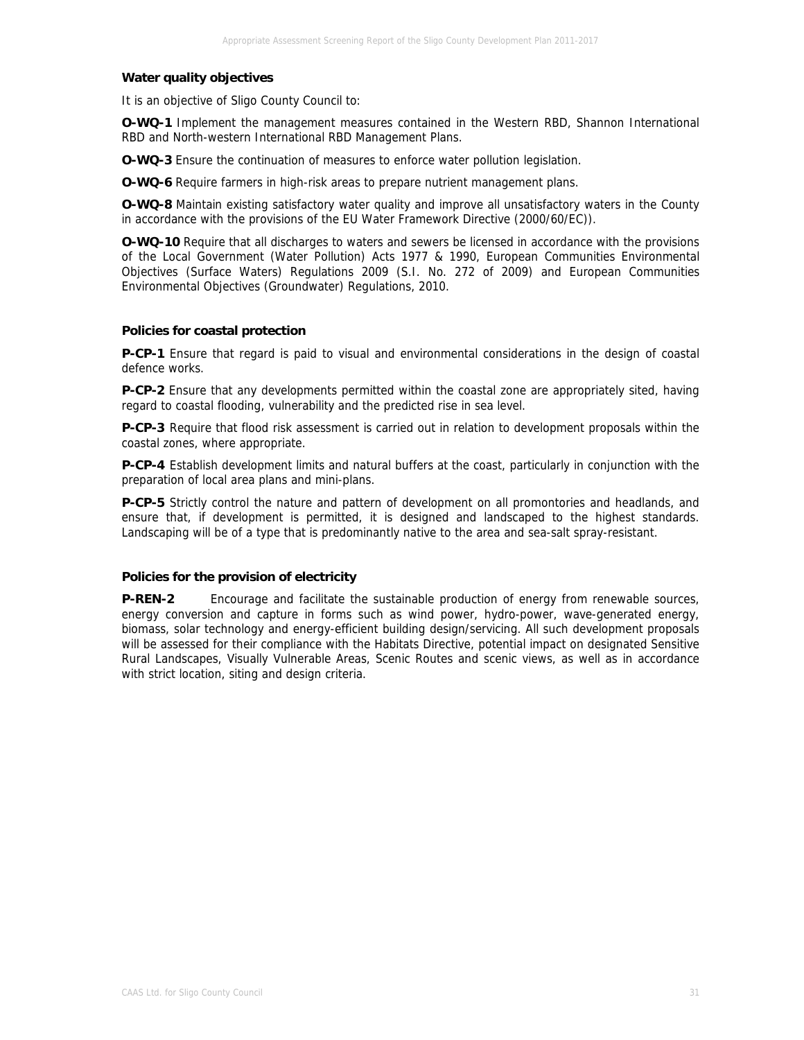### Water quality objectives

It is an objective of Sligo County Council to:

**O-WQ-1** Implement the management measures contained in the Western RBD, Shannon International RBD and North-western International RBD Management Plans.

**O-WQ-3** Ensure the continuation of measures to enforce water pollution legislation.

**O-WQ-6** Require farmers in high-risk areas to prepare nutrient management plans.

**O-WQ-8** Maintain existing satisfactory water quality and improve all unsatisfactory waters in the County in accordance with the provisions of the EU Water Framework Directive (2000/60/EC)).

**O-WQ-10** Require that all discharges to waters and sewers be licensed in accordance with the provisions of the Local Government (Water Pollution) Acts 1977 & 1990, European Communities Environmental Objectives (Surface Waters) Regulations 2009 (S.I. No. 272 of 2009) and European Communities Environmental Objectives (Groundwater) Regulations, 2010.

### Policies for coastal protection

**P-CP-1** Ensure that regard is paid to visual and environmental considerations in the design of coastal defence works.

**P-CP-2** Ensure that any developments permitted within the coastal zone are appropriately sited, having regard to coastal flooding, vulnerability and the predicted rise in sea level.

**P-CP-3** Require that flood risk assessment is carried out in relation to development proposals within the coastal zones, where appropriate.

**P-CP-4** Establish development limits and natural buffers at the coast, particularly in conjunction with the preparation of local area plans and mini-plans.

**P-CP-5** Strictly control the nature and pattern of development on all promontories and headlands, and ensure that, if development is permitted, it is designed and landscaped to the highest standards. Landscaping will be of a type that is predominantly native to the area and sea-salt spray-resistant.

### Policies for the provision of electricity

**P-REN-2** Encourage and facilitate the sustainable production of energy from renewable sources, energy conversion and capture in forms such as wind power, hydro-power, wave-generated energy, biomass, solar technology and energy-efficient building design/servicing. All such development proposals will be assessed for their compliance with the Habitats Directive, potential impact on designated Sensitive Rural Landscapes, Visually Vulnerable Areas, Scenic Routes and scenic views, as well as in accordance with strict location, siting and design criteria.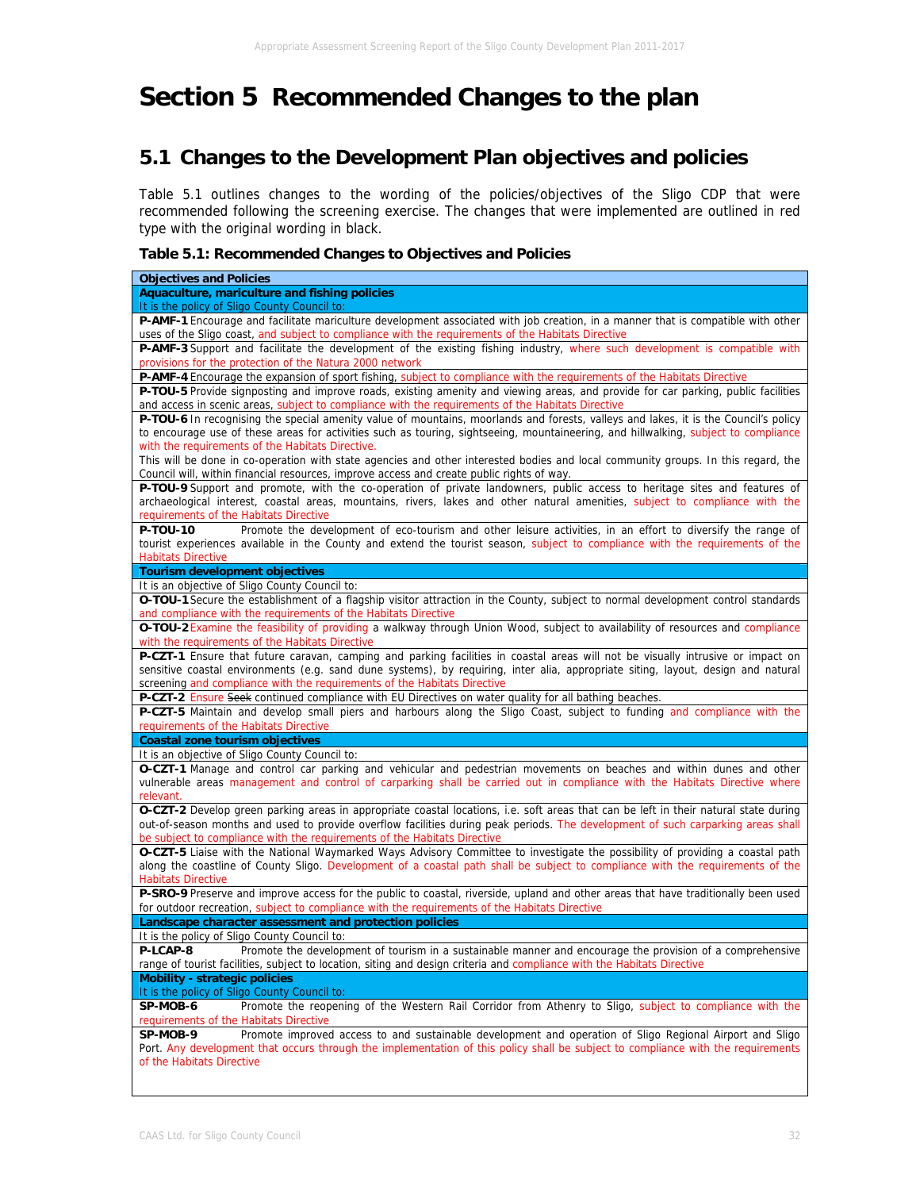# Section 5 Recommended Changes to the plan

## 5.1 Changes to the Development Plan objectives and policies

Table 5.1 outlines changes to the wording of the policies/objectives of the Sligo CDP that were recommended following the screening exercise. The changes that were implemented are outlined in red type with the original wording in black.

**Table 5.1: Recommended Changes to Objectives and Policies**

| Objectives and Policies |
|---|
| **Aquaculture, mariculture and fishing policies** |
| It is the policy of Sligo County Council to: |
| **P-AMF-1** Encourage and facilitate mariculture development associated with job creation, in a manner that is compatible with other uses of the Sligo coast, and subject to compliance with the requirements of the Habitats Directive |
| **P-AMF-3** Support and facilitate the development of the existing fishing industry, where such development is compatible with provisions for the protection of the Natura 2000 network |
| **P-AMF-4** Encourage the expansion of sport fishing, subject to compliance with the requirements of the Habitats Directive |
| **P-TOU-5** Provide signposting and improve roads, existing amenity and viewing areas, and provide for car parking, public facilities and access in scenic areas, subject to compliance with the requirements of the Habitats Directive |
| **P-TOU-6** In recognising the special amenity value of mountains, moorlands and forests, valleys and lakes, it is the Council's policy to encourage use of these areas for activities such as touring, sightseeing, mountaineering, and hillwalking, subject to compliance with the requirements of the Habitats Directive. This will be done in co-operation with state agencies and other interested bodies and local community groups. In this regard, the Council will, within financial resources, improve access and create public rights of way. |
| **P-TOU-9** Support and promote, with the co-operation of private landowners, public access to heritage sites and features of archaeological interest, coastal areas, mountains, rivers, lakes and other natural amenities, subject to compliance with the requirements of the Habitats Directive |
| **P-TOU-10** Promote the development of eco-tourism and other leisure activities, in an effort to diversify the range of tourist experiences available in the County and extend the tourist season, subject to compliance with the requirements of the Habitats Directive |
| **Tourism development objectives** |
| It is an objective of Sligo County Council to: |
| **O-TOU-1** Secure the establishment of a flagship visitor attraction in the County, subject to normal development control standards and compliance with the requirements of the Habitats Directive |
| **O-TOU-2** Examine the feasibility of providing a walkway through Union Wood, subject to availability of resources and compliance with the requirements of the Habitats Directive |
| **P-CZT-1** Ensure that future caravan, camping and parking facilities in coastal areas will not be visually intrusive or impact on sensitive coastal environments (e.g. sand dune systems), by requiring, inter alia, appropriate siting, layout, design and natural screening and compliance with the requirements of the Habitats Directive |
| **P-CZT-2** Ensure ~~Seek~~ continued compliance with EU Directives on water quality for all bathing beaches. |
| **P-CZT-5** Maintain and develop small piers and harbours along the Sligo Coast, subject to funding and compliance with the requirements of the Habitats Directive |
| **Coastal zone tourism objectives** |
| It is an objective of Sligo County Council to: |
| **O-CZT-1** Manage and control car parking and vehicular and pedestrian movements on beaches and within dunes and other vulnerable areas management and control of carparking shall be carried out in compliance with the Habitats Directive where relevant. |
| **O-CZT-2** Develop green parking areas in appropriate coastal locations, i.e. soft areas that can be left in their natural state during out-of-season months and used to provide overflow facilities during peak periods. The development of such carparking areas shall be subject to compliance with the requirements of the Habitats Directive |
| **O-CZT-5** Liaise with the National Waymarked Ways Advisory Committee to investigate the possibility of providing a coastal path along the coastline of County Sligo. Development of a coastal path shall be subject to compliance with the requirements of the Habitats Directive |
| **P-SRO-9** Preserve and improve access for the public to coastal, riverside, upland and other areas that have traditionally been used for outdoor recreation, subject to compliance with the requirements of the Habitats Directive |
| **Landscape character assessment and protection policies** |
| It is the policy of Sligo County Council to: |
| **P-LCAP-8** Promote the development of tourism in a sustainable manner and encourage the provision of a comprehensive range of tourist facilities, subject to location, siting and design criteria and compliance with the Habitats Directive |
| **Mobility - strategic policies** |
| It is the policy of Sligo County Council to: |
| **SP-MOB-6** Promote the reopening of the Western Rail Corridor from Athenry to Sligo, subject to compliance with the requirements of the Habitats Directive |
| **SP-MOB-9** Promote improved access to and sustainable development and operation of Sligo Regional Airport and Sligo Port. Any development that occurs through the implementation of this policy shall be subject to compliance with the requirements of the Habitats Directive |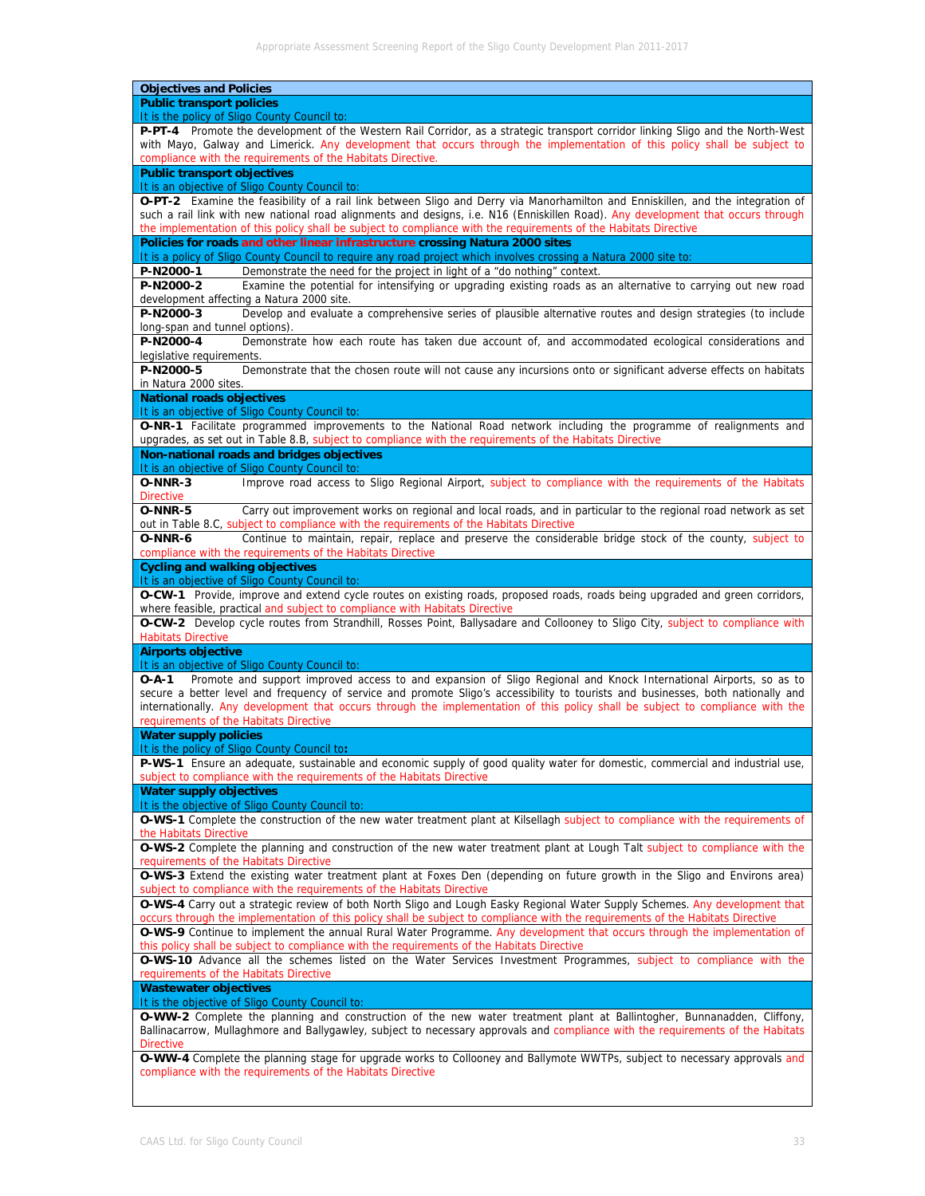| Objectives and Policies |
|---|
| **Public transport policies** |
| It is the policy of Sligo County Council to: |
| **P-PT-4** Promote the development of the Western Rail Corridor, as a strategic transport corridor linking Sligo and the North-West with Mayo, Galway and Limerick. Any development that occurs through the implementation of this policy shall be subject to compliance with the requirements of the Habitats Directive. |
| **Public transport objectives** |
| It is an objective of Sligo County Council to: |
| **O-PT-2** Examine the feasibility of a rail link between Sligo and Derry via Manorhamilton and Enniskillen, and the integration of such a rail link with new national road alignments and designs, i.e. N16 (Enniskillen Road). Any development that occurs through the implementation of this policy shall be subject to compliance with the requirements of the Habitats Directive |
| **Policies for roads and other linear infrastructure crossing Natura 2000 sites** |
| It is a policy of Sligo County Council to require any road project which involves crossing a Natura 2000 site to: |
| **P-N2000-1** Demonstrate the need for the project in light of a "do nothing" context. |
| **P-N2000-2** Examine the potential for intensifying or upgrading existing roads as an alternative to carrying out new road development affecting a Natura 2000 site. |
| **P-N2000-3** Develop and evaluate a comprehensive series of plausible alternative routes and design strategies (to include long-span and tunnel options). |
| **P-N2000-4** Demonstrate how each route has taken due account of, and accommodated ecological considerations and legislative requirements. |
| **P-N2000-5** Demonstrate that the chosen route will not cause any incursions onto or significant adverse effects on habitats in Natura 2000 sites. |
| **National roads objectives** |
| It is an objective of Sligo County Council to: |
| **O-NR-1** Facilitate programmed improvements to the National Road network including the programme of realignments and upgrades, as set out in Table 8.B, subject to compliance with the requirements of the Habitats Directive |
| **Non-national roads and bridges objectives** |
| It is an objective of Sligo County Council to: |
| **O-NNR-3** Improve road access to Sligo Regional Airport, subject to compliance with the requirements of the Habitats Directive |
| **O-NNR-5** Carry out improvement works on regional and local roads, and in particular to the regional road network as set out in Table 8.C, subject to compliance with the requirements of the Habitats Directive |
| **O-NNR-6** Continue to maintain, repair, replace and preserve the considerable bridge stock of the county, subject to compliance with the requirements of the Habitats Directive |
| **Cycling and walking objectives** |
| It is an objective of Sligo County Council to: |
| **O-CW-1** Provide, improve and extend cycle routes on existing roads, proposed roads, roads being upgraded and green corridors, where feasible, practical and subject to compliance with Habitats Directive |
| **O-CW-2** Develop cycle routes from Strandhill, Rosses Point, Ballysadare and Collooney to Sligo City, subject to compliance with Habitats Directive |
| **Airports objective** |
| It is an objective of Sligo County Council to: |
| **O-A-1** Promote and support improved access to and expansion of Sligo Regional and Knock International Airports, so as to secure a better level and frequency of service and promote Sligo's accessibility to tourists and businesses, both nationally and internationally. Any development that occurs through the implementation of this policy shall be subject to compliance with the requirements of the Habitats Directive |
| **Water supply policies** |
| It is the policy of Sligo County Council to: |
| **P-WS-1** Ensure an adequate, sustainable and economic supply of good quality water for domestic, commercial and industrial use, subject to compliance with the requirements of the Habitats Directive |
| **Water supply objectives** |
| It is the objective of Sligo County Council to: |
| **O-WS-1** Complete the construction of the new water treatment plant at Kilsellagh subject to compliance with the requirements of the Habitats Directive |
| **O-WS-2** Complete the planning and construction of the new water treatment plant at Lough Talt subject to compliance with the requirements of the Habitats Directive |
| **O-WS-3** Extend the existing water treatment plant at Foxes Den (depending on future growth in the Sligo and Environs area) subject to compliance with the requirements of the Habitats Directive |
| **O-WS-4** Carry out a strategic review of both North Sligo and Lough Easky Regional Water Supply Schemes. Any development that occurs through the implementation of this policy shall be subject to compliance with the requirements of the Habitats Directive |
| **O-WS-9** Continue to implement the annual Rural Water Programme. Any development that occurs through the implementation of this policy shall be subject to compliance with the requirements of the Habitats Directive |
| **O-WS-10** Advance all the schemes listed on the Water Services Investment Programmes, subject to compliance with the requirements of the Habitats Directive |
| **Wastewater objectives** |
| It is the objective of Sligo County Council to: |
| **O-WW-2** Complete the planning and construction of the new water treatment plant at Ballintogher, Bunnanadden, Cliffony, Ballinacarrow, Mullaghmore and Ballygawley, subject to necessary approvals and compliance with the requirements of the Habitats Directive |
| **O-WW-4** Complete the planning stage for upgrade works to Collooney and Ballymote WWTPs, subject to necessary approvals and compliance with the requirements of the Habitats Directive |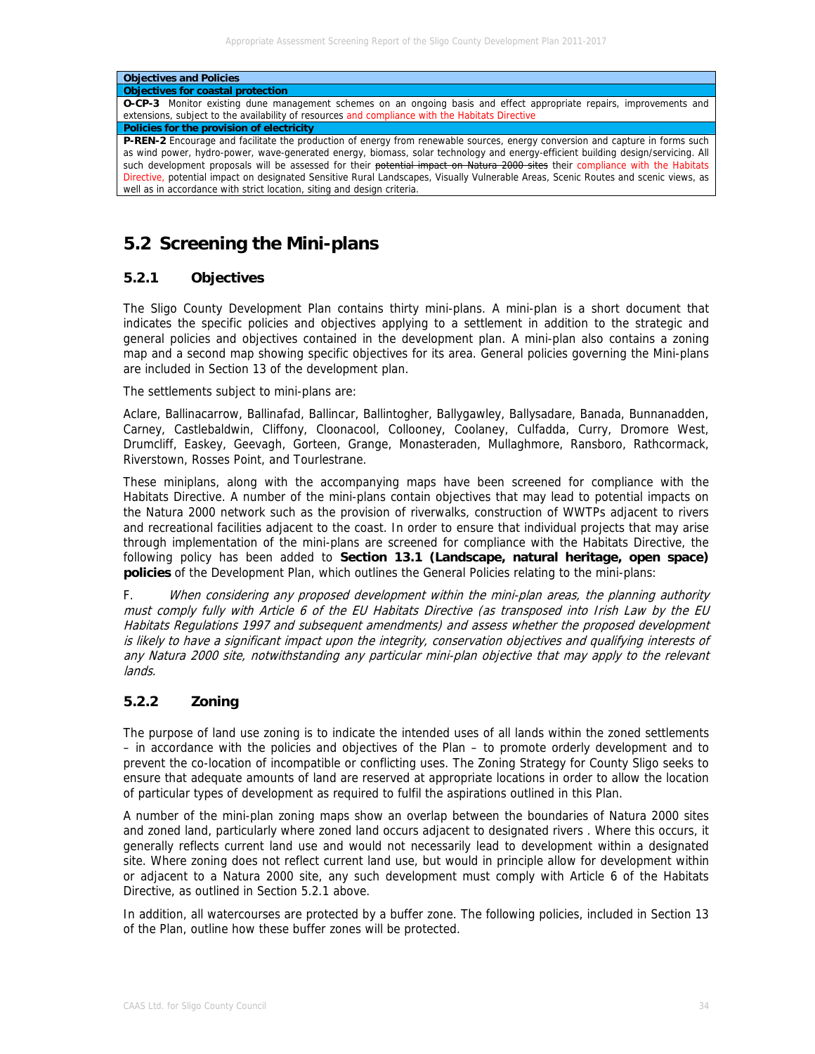| Objectives and Policies |
|---|
| **Objectives for coastal protection** |
| **O-CP-3** Monitor existing dune management schemes on an ongoing basis and effect appropriate repairs, improvements and extensions, subject to the availability of resources and compliance with the Habitats Directive |
| **Policies for the provision of electricity** |
| **P-REN-2** Encourage and facilitate the production of energy from renewable sources, energy conversion and capture in forms such as wind power, hydro-power, wave-generated energy, biomass, solar technology and energy-efficient building design/servicing. All such development proposals will be assessed for their ~~potential impact on Natura 2000 sites~~ their compliance with the Habitats Directive, potential impact on designated Sensitive Rural Landscapes, Visually Vulnerable Areas, Scenic Routes and scenic views, as well as in accordance with strict location, siting and design criteria. |

## 5.2 Screening the Mini-plans

### 5.2.1 Objectives

The Sligo County Development Plan contains thirty mini-plans. A mini-plan is a short document that indicates the specific policies and objectives applying to a settlement in addition to the strategic and general policies and objectives contained in the development plan. A mini-plan also contains a zoning map and a second map showing specific objectives for its area. General policies governing the Mini-plans are included in Section 13 of the development plan.

The settlements subject to mini-plans are:

Aclare, Ballinacarrow, Ballinafad, Ballincar, Ballintogher, Ballygawley, Ballysadare, Banada, Bunnanadden, Carney, Castlebaldwin, Cliffony, Cloonacool, Collooney, Coolaney, Culfadda, Curry, Dromore West, Drumcliff, Easkey, Geevagh, Gorteen, Grange, Monasteraden, Mullaghmore, Ransboro, Rathcormack, Riverstown, Rosses Point, and Tourlestrane.

These miniplans, along with the accompanying maps have been screened for compliance with the Habitats Directive. A number of the mini-plans contain objectives that may lead to potential impacts on the Natura 2000 network such as the provision of riverwalks, construction of WWTPs adjacent to rivers and recreational facilities adjacent to the coast. In order to ensure that individual projects that may arise through implementation of the mini-plans are screened for compliance with the Habitats Directive, the following policy has been added to **Section 13.1 (Landscape, natural heritage, open space) policies** of the Development Plan, which outlines the General Policies relating to the mini-plans:

F. *When considering any proposed development within the mini-plan areas, the planning authority must comply fully with Article 6 of the EU Habitats Directive (as transposed into Irish Law by the EU Habitats Regulations 1997 and subsequent amendments) and assess whether the proposed development is likely to have a significant impact upon the integrity, conservation objectives and qualifying interests of any Natura 2000 site, notwithstanding any particular mini-plan objective that may apply to the relevant lands.*

### 5.2.2 Zoning

The purpose of land use zoning is to indicate the intended uses of all lands within the zoned settlements – in accordance with the policies and objectives of the Plan – to promote orderly development and to prevent the co-location of incompatible or conflicting uses. The Zoning Strategy for County Sligo seeks to ensure that adequate amounts of land are reserved at appropriate locations in order to allow the location of particular types of development as required to fulfil the aspirations outlined in this Plan.

A number of the mini-plan zoning maps show an overlap between the boundaries of Natura 2000 sites and zoned land, particularly where zoned land occurs adjacent to designated rivers . Where this occurs, it generally reflects current land use and would not necessarily lead to development within a designated site. Where zoning does not reflect current land use, but would in principle allow for development within or adjacent to a Natura 2000 site, any such development must comply with Article 6 of the Habitats Directive, as outlined in Section 5.2.1 above.

In addition, all watercourses are protected by a buffer zone. The following policies, included in Section 13 of the Plan, outline how these buffer zones will be protected.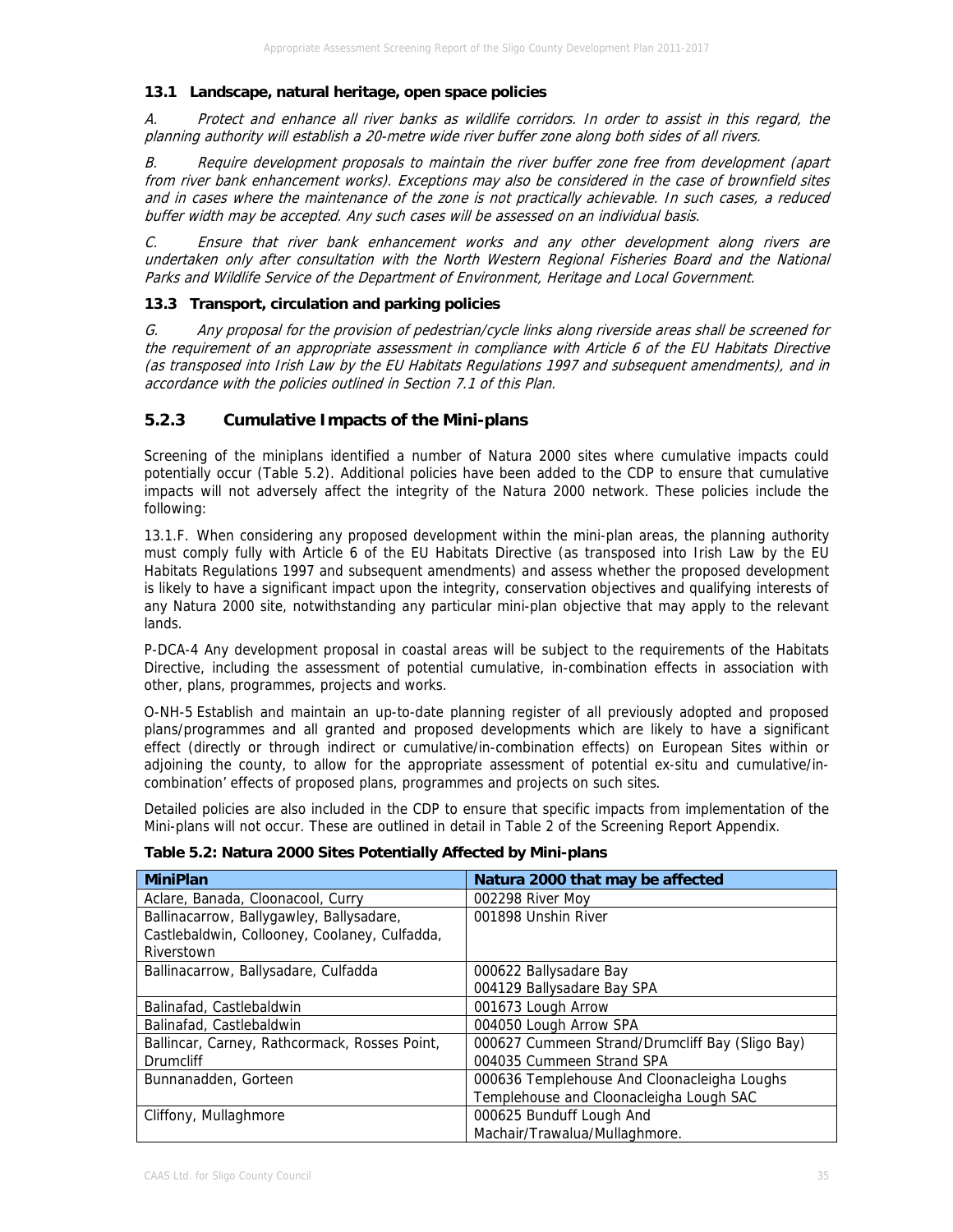### 13.1 Landscape, natural heritage, open space policies

*A. Protect and enhance all river banks as wildlife corridors. In order to assist in this regard, the planning authority will establish a 20-metre wide river buffer zone along both sides of all rivers.*

*B. Require development proposals to maintain the river buffer zone free from development (apart from river bank enhancement works). Exceptions may also be considered in the case of brownfield sites and in cases where the maintenance of the zone is not practically achievable. In such cases, a reduced buffer width may be accepted. Any such cases will be assessed on an individual basis.*

*C. Ensure that river bank enhancement works and any other development along rivers are undertaken only after consultation with the North Western Regional Fisheries Board and the National Parks and Wildlife Service of the Department of Environment, Heritage and Local Government.*

### 13.3 Transport, circulation and parking policies

*G. Any proposal for the provision of pedestrian/cycle links along riverside areas shall be screened for the requirement of an appropriate assessment in compliance with Article 6 of the EU Habitats Directive (as transposed into Irish Law by the EU Habitats Regulations 1997 and subsequent amendments), and in accordance with the policies outlined in Section 7.1 of this Plan.*

## 5.2.3 Cumulative Impacts of the Mini-plans

Screening of the miniplans identified a number of Natura 2000 sites where cumulative impacts could potentially occur (Table 5.2). Additional policies have been added to the CDP to ensure that cumulative impacts will not adversely affect the integrity of the Natura 2000 network. These policies include the following:

13.1.F. When considering any proposed development within the mini-plan areas, the planning authority must comply fully with Article 6 of the EU Habitats Directive (as transposed into Irish Law by the EU Habitats Regulations 1997 and subsequent amendments) and assess whether the proposed development is likely to have a significant impact upon the integrity, conservation objectives and qualifying interests of any Natura 2000 site, notwithstanding any particular mini-plan objective that may apply to the relevant lands.

P-DCA-4 Any development proposal in coastal areas will be subject to the requirements of the Habitats Directive, including the assessment of potential cumulative, in-combination effects in association with other, plans, programmes, projects and works.

O-NH-5 Establish and maintain an up-to-date planning register of all previously adopted and proposed plans/programmes and all granted and proposed developments which are likely to have a significant effect (directly or through indirect or cumulative/in-combination effects) on European Sites within or adjoining the county, to allow for the appropriate assessment of potential ex-situ and cumulative/in-combination' effects of proposed plans, programmes and projects on such sites.

Detailed policies are also included in the CDP to ensure that specific impacts from implementation of the Mini-plans will not occur. These are outlined in detail in Table 2 of the Screening Report Appendix.

**Table 5.2: Natura 2000 Sites Potentially Affected by Mini-plans**

| MiniPlan | Natura 2000 that may be affected |
|---|---|
| Aclare, Banada, Cloonacool, Curry | 002298 River Moy |
| Ballinacarrow, Ballygawley, Ballysadare, Castlebaldwin, Collooney, Coolaney, Culfadda, Riverstown | 001898 Unshin River |
| Ballinacarrow, Ballysadare, Culfadda | 000622 Ballysadare Bay<br>004129 Ballysadare Bay SPA |
| Balinafad, Castlebaldwin | 001673 Lough Arrow |
| Balinafad, Castlebaldwin | 004050 Lough Arrow SPA |
| Ballincar, Carney, Rathcormack, Rosses Point, Drumcliff | 000627 Cummeen Strand/Drumcliff Bay (Sligo Bay)<br>004035 Cummeen Strand SPA |
| Bunnanadden, Gorteen | 000636 Templehouse And Cloonacleigha Loughs<br>Templehouse and Cloonacleigha Lough SAC |
| Cliffony, Mullaghmore | 000625 Bunduff Lough And Machair/Trawalua/Mullaghmore. |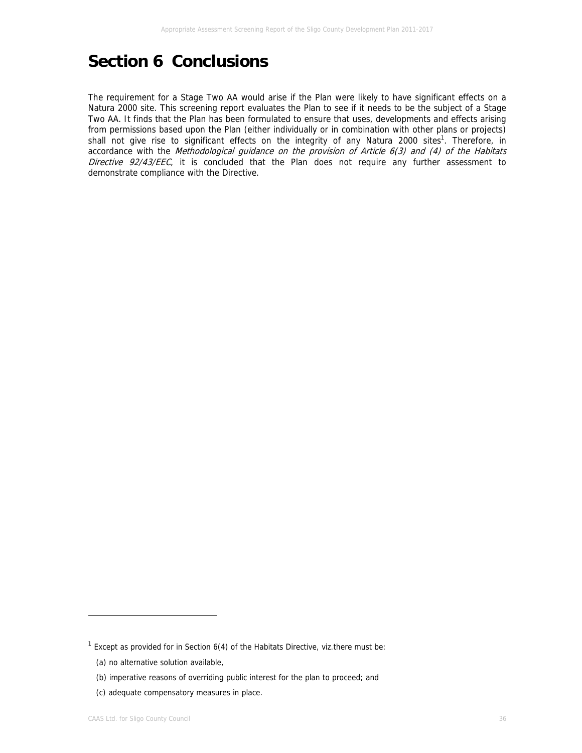# Section 6 Conclusions

The requirement for a Stage Two AA would arise if the Plan were likely to have significant effects on a Natura 2000 site. This screening report evaluates the Plan to see if it needs to be the subject of a Stage Two AA. It finds that the Plan has been formulated to ensure that uses, developments and effects arising from permissions based upon the Plan (either individually or in combination with other plans or projects) shall not give rise to significant effects on the integrity of any Natura 2000 sites[1]. Therefore, in accordance with the *Methodological guidance on the provision of Article 6(3) and (4) of the Habitats Directive 92/43/EEC*, it is concluded that the Plan does not require any further assessment to demonstrate compliance with the Directive.

---

[1] Except as provided for in Section 6(4) of the Habitats Directive, viz.there must be:

(a) no alternative solution available,

(b) imperative reasons of overriding public interest for the plan to proceed; and

(c) adequate compensatory measures in place.